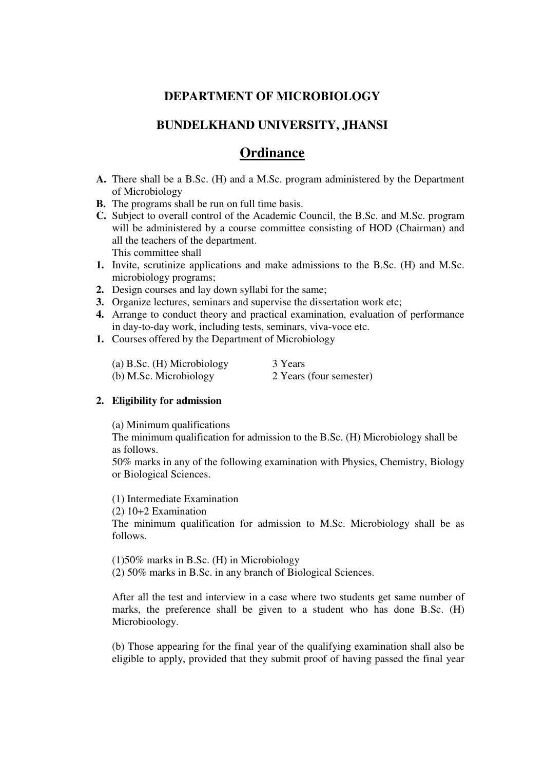## DEPARTMENT OF MICROBIOLOGY

## BUNDELKHAND UNIVERSITY, JHANSI

# Ordinance

**A.** There shall be a B.Sc. (H) and a M.Sc. program administered by the Department of Microbiology

**B.** The programs shall be run on full time basis.

**C.** Subject to overall control of the Academic Council, the B.Sc. and M.Sc. program will be administered by a course committee consisting of HOD (Chairman) and all the teachers of the department.
This committee shall

**1.** Invite, scrutinize applications and make admissions to the B.Sc. (H) and M.Sc. microbiology programs;

**2.** Design courses and lay down syllabi for the same;

**3.** Organize lectures, seminars and supervise the dissertation work etc;

**4.** Arrange to conduct theory and practical examination, evaluation of performance in day-to-day work, including tests, seminars, viva-voce etc.

**1.** Courses offered by the Department of Microbiology

| | |
|---|---|
| (a) B.Sc. (H) Microbiology | 3 Years |
| (b) M.Sc. Microbiology | 2 Years (four semester) |

**2. Eligibility for admission**

(a) Minimum qualifications
The minimum qualification for admission to the B.Sc. (H) Microbiology shall be as follows.
50% marks in any of the following examination with Physics, Chemistry, Biology or Biological Sciences.

(1) Intermediate Examination
(2) 10+2 Examination
The minimum qualification for admission to M.Sc. Microbiology shall be as follows.

(1)50% marks in B.Sc. (H) in Microbiology
(2) 50% marks in B.Sc. in any branch of Biological Sciences.

After all the test and interview in a case where two students get same number of marks, the preference shall be given to a student who has done B.Sc. (H) Microbioology.

(b) Those appearing for the final year of the qualifying examination shall also be eligible to apply, provided that they submit proof of having passed the final year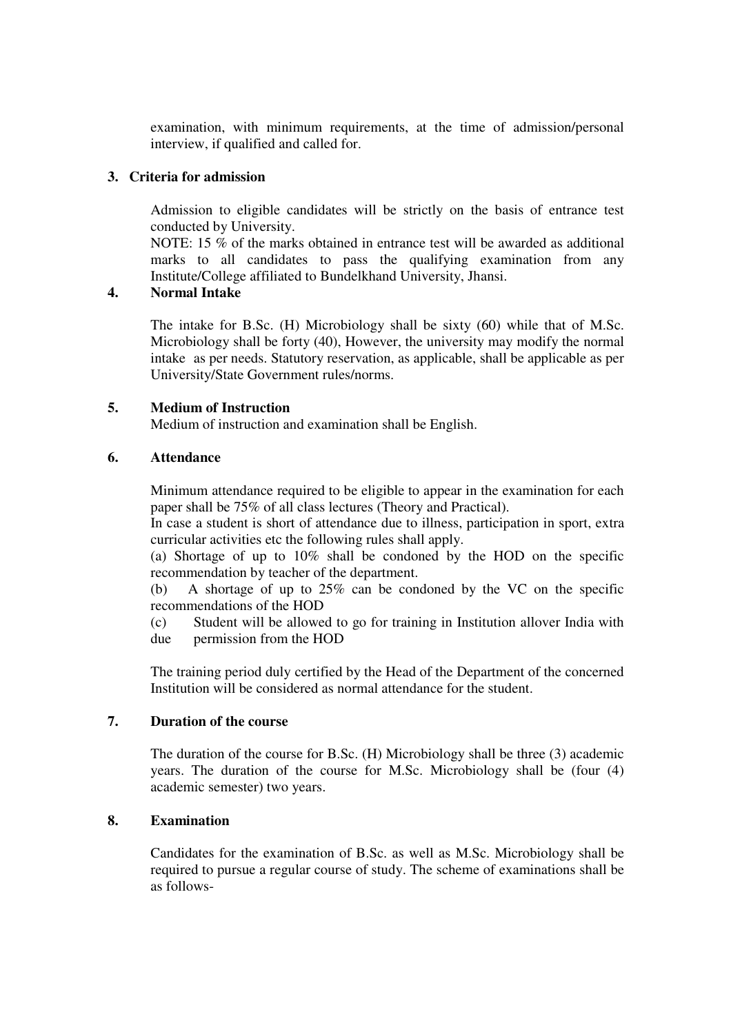examination, with minimum requirements, at the time of admission/personal interview, if qualified and called for.

### 3. Criteria for admission

Admission to eligible candidates will be strictly on the basis of entrance test conducted by University.

NOTE: 15 % of the marks obtained in entrance test will be awarded as additional marks to all candidates to pass the qualifying examination from any Institute/College affiliated to Bundelkhand University, Jhansi.

### 4. Normal Intake

The intake for B.Sc. (H) Microbiology shall be sixty (60) while that of M.Sc. Microbiology shall be forty (40), However, the university may modify the normal intake as per needs. Statutory reservation, as applicable, shall be applicable as per University/State Government rules/norms.

### 5. Medium of Instruction

Medium of instruction and examination shall be English.

### 6. Attendance

Minimum attendance required to be eligible to appear in the examination for each paper shall be 75% of all class lectures (Theory and Practical).

In case a student is short of attendance due to illness, participation in sport, extra curricular activities etc the following rules shall apply.

(a) Shortage of up to 10% shall be condoned by the HOD on the specific recommendation by teacher of the department.

(b) A shortage of up to 25% can be condoned by the VC on the specific recommendations of the HOD

(c) Student will be allowed to go for training in Institution allover India with due permission from the HOD

The training period duly certified by the Head of the Department of the concerned Institution will be considered as normal attendance for the student.

### 7. Duration of the course

The duration of the course for B.Sc. (H) Microbiology shall be three (3) academic years. The duration of the course for M.Sc. Microbiology shall be (four (4) academic semester) two years.

### 8. Examination

Candidates for the examination of B.Sc. as well as M.Sc. Microbiology shall be required to pursue a regular course of study. The scheme of examinations shall be as follows-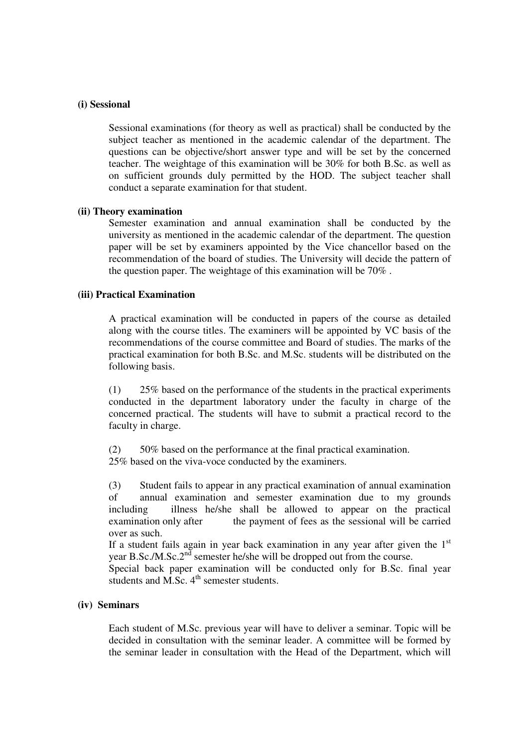**(i) Sessional**

Sessional examinations (for theory as well as practical) shall be conducted by the subject teacher as mentioned in the academic calendar of the department. The questions can be objective/short answer type and will be set by the concerned teacher. The weightage of this examination will be 30% for both B.Sc. as well as on sufficient grounds duly permitted by the HOD. The subject teacher shall conduct a separate examination for that student.

**(ii) Theory examination**

Semester examination and annual examination shall be conducted by the university as mentioned in the academic calendar of the department. The question paper will be set by examiners appointed by the Vice chancellor based on the recommendation of the board of studies. The University will decide the pattern of the question paper. The weightage of this examination will be 70% .

**(iii) Practical Examination**

A practical examination will be conducted in papers of the course as detailed along with the course titles. The examiners will be appointed by VC basis of the recommendations of the course committee and Board of studies. The marks of the practical examination for both B.Sc. and M.Sc. students will be distributed on the following basis.

(1) 25% based on the performance of the students in the practical experiments conducted in the department laboratory under the faculty in charge of the concerned practical. The students will have to submit a practical record to the faculty in charge.

(2) 50% based on the performance at the final practical examination.
25% based on the viva-voce conducted by the examiners.

(3) Student fails to appear in any practical examination of annual examination of annual examination and semester examination due to my grounds including illness he/she shall be allowed to appear on the practical examination only after the payment of fees as the sessional will be carried over as such.
If a student fails again in year back examination in any year after given the 1st year B.Sc./M.Sc.2nd semester he/she will be dropped out from the course.
Special back paper examination will be conducted only for B.Sc. final year students and M.Sc. 4th semester students.

**(iv) Seminars**

Each student of M.Sc. previous year will have to deliver a seminar. Topic will be decided in consultation with the seminar leader. A committee will be formed by the seminar leader in consultation with the Head of the Department, which will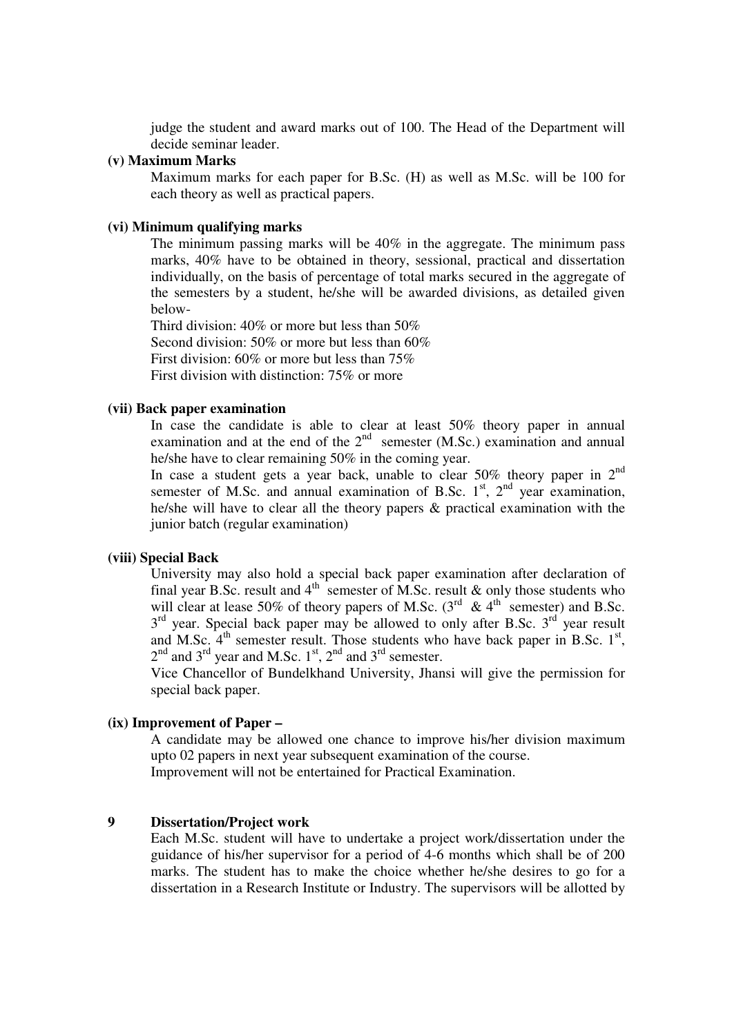judge the student and award marks out of 100. The Head of the Department will decide seminar leader.

**(v) Maximum Marks**

Maximum marks for each paper for B.Sc. (H) as well as M.Sc. will be 100 for each theory as well as practical papers.

**(vi) Minimum qualifying marks**

The minimum passing marks will be 40% in the aggregate. The minimum pass marks, 40% have to be obtained in theory, sessional, practical and dissertation individually, on the basis of percentage of total marks secured in the aggregate of the semesters by a student, he/she will be awarded divisions, as detailed given below-

Third division: 40% or more but less than 50%
Second division: 50% or more but less than 60%
First division: 60% or more but less than 75%
First division with distinction: 75% or more

**(vii) Back paper examination**

In case the candidate is able to clear at least 50% theory paper in annual examination and at the end of the 2nd semester (M.Sc.) examination and annual he/she have to clear remaining 50% in the coming year.

In case a student gets a year back, unable to clear 50% theory paper in 2nd semester of M.Sc. and annual examination of B.Sc. 1st, 2nd year examination, he/she will have to clear all the theory papers & practical examination with the junior batch (regular examination)

**(viii) Special Back**

University may also hold a special back paper examination after declaration of final year B.Sc. result and 4th semester of M.Sc. result & only those students who will clear at lease 50% of theory papers of M.Sc. (3rd & 4th semester) and B.Sc. 3rd year. Special back paper may be allowed to only after B.Sc. 3rd year result and M.Sc. 4th semester result. Those students who have back paper in B.Sc. 1st, 2nd and 3rd year and M.Sc. 1st, 2nd and 3rd semester.

Vice Chancellor of Bundelkhand University, Jhansi will give the permission for special back paper.

**(ix) Improvement of Paper –**

A candidate may be allowed one chance to improve his/her division maximum upto 02 papers in next year subsequent examination of the course.
Improvement will not be entertained for Practical Examination.

**9 Dissertation/Project work**

Each M.Sc. student will have to undertake a project work/dissertation under the guidance of his/her supervisor for a period of 4-6 months which shall be of 200 marks. The student has to make the choice whether he/she desires to go for a dissertation in a Research Institute or Industry. The supervisors will be allotted by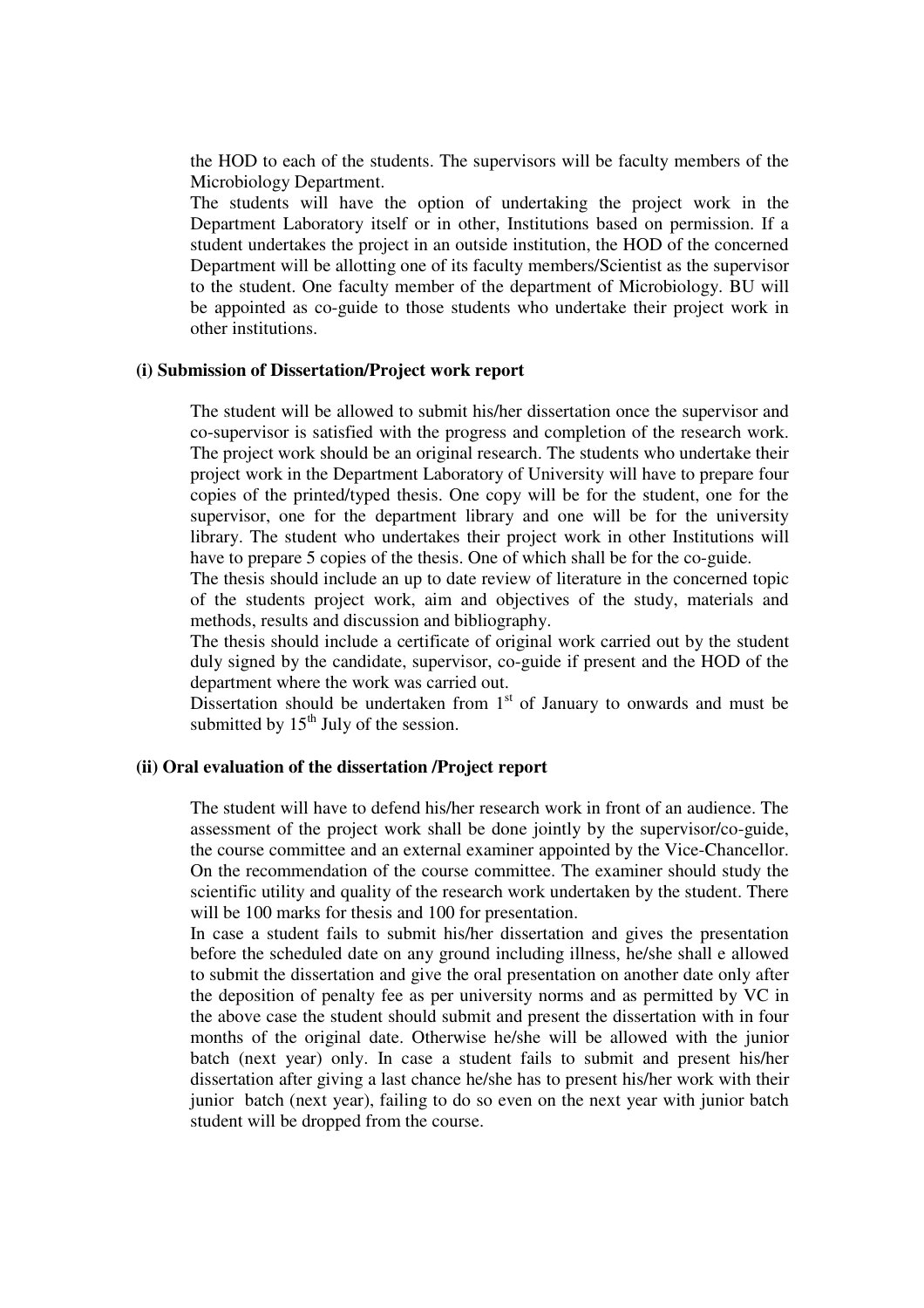the HOD to each of the students. The supervisors will be faculty members of the Microbiology Department.

The students will have the option of undertaking the project work in the Department Laboratory itself or in other, Institutions based on permission. If a student undertakes the project in an outside institution, the HOD of the concerned Department will be allotting one of its faculty members/Scientist as the supervisor to the student. One faculty member of the department of Microbiology. BU will be appointed as co-guide to those students who undertake their project work in other institutions.

**(i) Submission of Dissertation/Project work report**

The student will be allowed to submit his/her dissertation once the supervisor and co-supervisor is satisfied with the progress and completion of the research work. The project work should be an original research. The students who undertake their project work in the Department Laboratory of University will have to prepare four copies of the printed/typed thesis. One copy will be for the student, one for the supervisor, one for the department library and one will be for the university library. The student who undertakes their project work in other Institutions will have to prepare 5 copies of the thesis. One of which shall be for the co-guide.

The thesis should include an up to date review of literature in the concerned topic of the students project work, aim and objectives of the study, materials and methods, results and discussion and bibliography.

The thesis should include a certificate of original work carried out by the student duly signed by the candidate, supervisor, co-guide if present and the HOD of the department where the work was carried out.

Dissertation should be undertaken from 1st of January to onwards and must be submitted by 15th July of the session.

**(ii) Oral evaluation of the dissertation /Project report**

The student will have to defend his/her research work in front of an audience. The assessment of the project work shall be done jointly by the supervisor/co-guide, the course committee and an external examiner appointed by the Vice-Chancellor. On the recommendation of the course committee. The examiner should study the scientific utility and quality of the research work undertaken by the student. There will be 100 marks for thesis and 100 for presentation.

In case a student fails to submit his/her dissertation and gives the presentation before the scheduled date on any ground including illness, he/she shall e allowed to submit the dissertation and give the oral presentation on another date only after the deposition of penalty fee as per university norms and as permitted by VC in the above case the student should submit and present the dissertation with in four months of the original date. Otherwise he/she will be allowed with the junior batch (next year) only. In case a student fails to submit and present his/her dissertation after giving a last chance he/she has to present his/her work with their junior batch (next year), failing to do so even on the next year with junior batch student will be dropped from the course.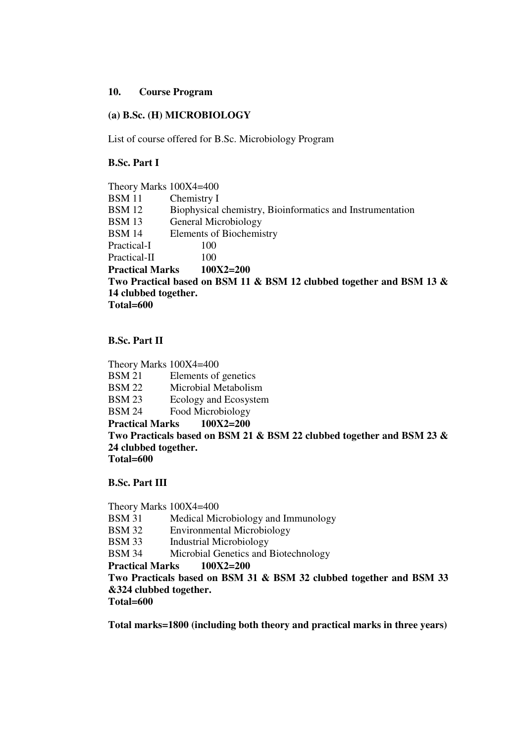**10. Course Program**

**(a) B.Sc. (H) MICROBIOLOGY**

List of course offered for B.Sc. Microbiology Program

**B.Sc. Part I**

Theory Marks 100X4=400

BSM 11 Chemistry I
BSM 12 Biophysical chemistry, Bioinformatics and Instrumentation
BSM 13 General Microbiology
BSM 14 Elements of Biochemistry
Practical-I 100
Practical-II 100

**Practical Marks 100X2=200**

**Two Practical based on BSM 11 & BSM 12 clubbed together and BSM 13 & 14 clubbed together.**

**Total=600**

**B.Sc. Part II**

Theory Marks 100X4=400

BSM 21 Elements of genetics
BSM 22 Microbial Metabolism
BSM 23 Ecology and Ecosystem
BSM 24 Food Microbiology

**Practical Marks 100X2=200**

**Two Practicals based on BSM 21 & BSM 22 clubbed together and BSM 23 & 24 clubbed together.**

**Total=600**

**B.Sc. Part III**

Theory Marks 100X4=400

BSM 31 Medical Microbiology and Immunology
BSM 32 Environmental Microbiology
BSM 33 Industrial Microbiology
BSM 34 Microbial Genetics and Biotechnology

**Practical Marks 100X2=200**

**Two Practicals based on BSM 31 & BSM 32 clubbed together and BSM 33 &324 clubbed together.**

**Total=600**

**Total marks=1800 (including both theory and practical marks in three years)**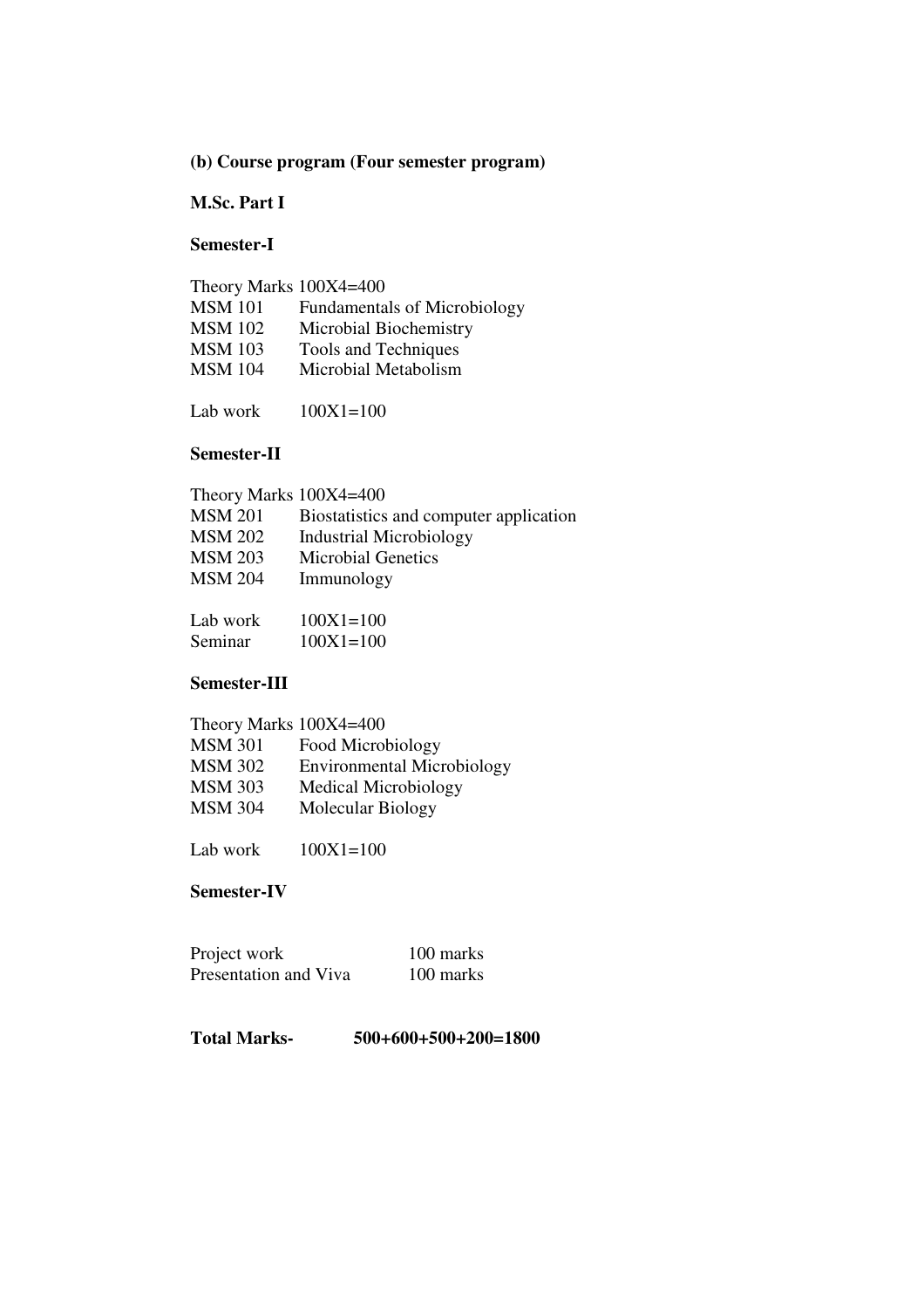**(b) Course program (Four semester program)**

**M.Sc. Part I**

**Semester-I**

Theory Marks 100X4=400

| | |
|---|---|
| MSM 101 | Fundamentals of Microbiology |
| MSM 102 | Microbial Biochemistry |
| MSM 103 | Tools and Techniques |
| MSM 104 | Microbial Metabolism |

Lab work 100X1=100

**Semester-II**

Theory Marks 100X4=400

| | |
|---|---|
| MSM 201 | Biostatistics and computer application |
| MSM 202 | Industrial Microbiology |
| MSM 203 | Microbial Genetics |
| MSM 204 | Immunology |

Lab work 100X1=100
Seminar 100X1=100

**Semester-III**

Theory Marks 100X4=400

| | |
|---|---|
| MSM 301 | Food Microbiology |
| MSM 302 | Environmental Microbiology |
| MSM 303 | Medical Microbiology |
| MSM 304 | Molecular Biology |

Lab work 100X1=100

**Semester-IV**

| | |
|---|---|
| Project work | 100 marks |
| Presentation and Viva | 100 marks |

**Total Marks- 500+600+500+200=1800**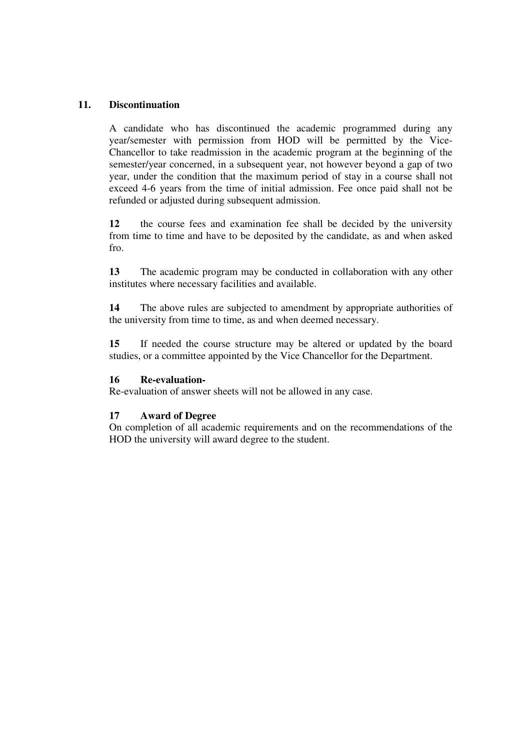## 11. Discontinuation

A candidate who has discontinued the academic programmed during any year/semester with permission from HOD will be permitted by the Vice-Chancellor to take readmission in the academic program at the beginning of the semester/year concerned, in a subsequent year, not however beyond a gap of two year, under the condition that the maximum period of stay in a course shall not exceed 4-6 years from the time of initial admission. Fee once paid shall not be refunded or adjusted during subsequent admission.

**12** the course fees and examination fee shall be decided by the university from time to time and have to be deposited by the candidate, as and when asked fro.

**13** The academic program may be conducted in collaboration with any other institutes where necessary facilities and available.

**14** The above rules are subjected to amendment by appropriate authorities of the university from time to time, as and when deemed necessary.

**15** If needed the course structure may be altered or updated by the board studies, or a committee appointed by the Vice Chancellor for the Department.

**16 Re-evaluation-**

Re-evaluation of answer sheets will not be allowed in any case.

**17 Award of Degree**

On completion of all academic requirements and on the recommendations of the HOD the university will award degree to the student.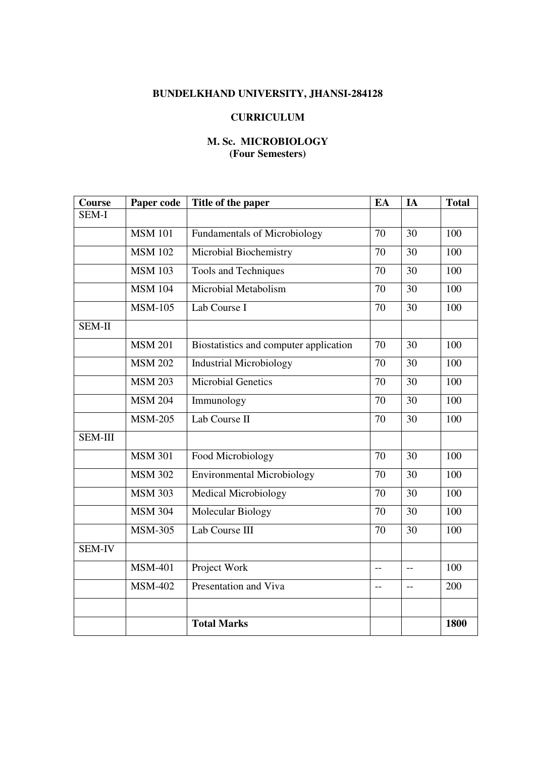**BUNDELKHAND UNIVERSITY, JHANSI-284128**

**CURRICULUM**

**M. Sc. MICROBIOLOGY**
**(Four Semesters)**

| Course | Paper code | Title of the paper | EA | IA | Total |
|---|---|---|---|---|---|
| SEM-I | | | | | |
| | MSM 101 | Fundamentals of Microbiology | 70 | 30 | 100 |
| | MSM 102 | Microbial Biochemistry | 70 | 30 | 100 |
| | MSM 103 | Tools and Techniques | 70 | 30 | 100 |
| | MSM 104 | Microbial Metabolism | 70 | 30 | 100 |
| | MSM-105 | Lab Course I | 70 | 30 | 100 |
| SEM-II | | | | | |
| | MSM 201 | Biostatistics and computer application | 70 | 30 | 100 |
| | MSM 202 | Industrial Microbiology | 70 | 30 | 100 |
| | MSM 203 | Microbial Genetics | 70 | 30 | 100 |
| | MSM 204 | Immunology | 70 | 30 | 100 |
| | MSM-205 | Lab Course II | 70 | 30 | 100 |
| SEM-III | | | | | |
| | MSM 301 | Food Microbiology | 70 | 30 | 100 |
| | MSM 302 | Environmental Microbiology | 70 | 30 | 100 |
| | MSM 303 | Medical Microbiology | 70 | 30 | 100 |
| | MSM 304 | Molecular Biology | 70 | 30 | 100 |
| | MSM-305 | Lab Course III | 70 | 30 | 100 |
| SEM-IV | | | | | |
| | MSM-401 | Project Work | -- | -- | 100 |
| | MSM-402 | Presentation and Viva | -- | -- | 200 |
| | | | | | |
| | | **Total Marks** | | | **1800** |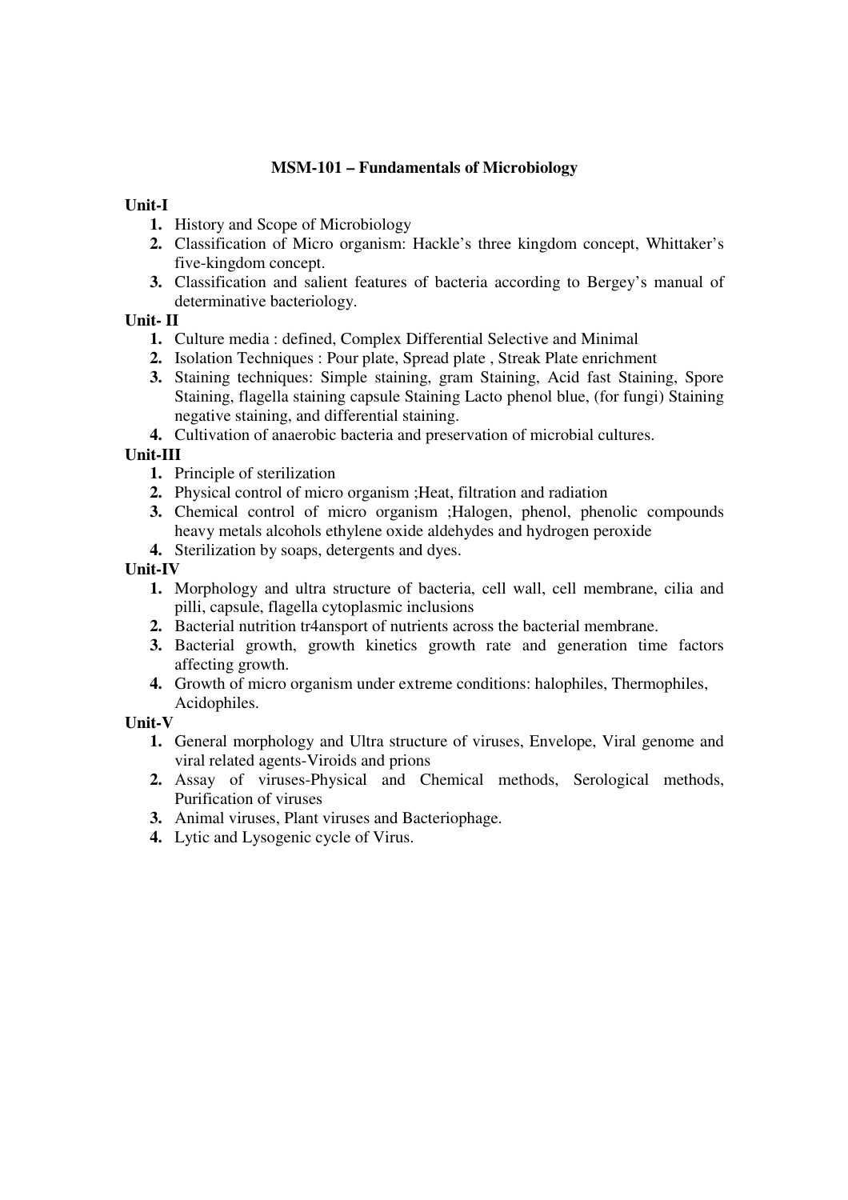## MSM-101 – Fundamentals of Microbiology

**Unit-I**

1. History and Scope of Microbiology
2. Classification of Micro organism: Hackle's three kingdom concept, Whittaker's five-kingdom concept.
3. Classification and salient features of bacteria according to Bergey's manual of determinative bacteriology.

**Unit- II**

1. Culture media : defined, Complex Differential Selective and Minimal
2. Isolation Techniques : Pour plate, Spread plate , Streak Plate enrichment
3. Staining techniques: Simple staining, gram Staining, Acid fast Staining, Spore Staining, flagella staining capsule Staining Lacto phenol blue, (for fungi) Staining negative staining, and differential staining.
4. Cultivation of anaerobic bacteria and preservation of microbial cultures.

**Unit-III**

1. Principle of sterilization
2. Physical control of micro organism ;Heat, filtration and radiation
3. Chemical control of micro organism ;Halogen, phenol, phenolic compounds heavy metals alcohols ethylene oxide aldehydes and hydrogen peroxide
4. Sterilization by soaps, detergents and dyes.

**Unit-IV**

1. Morphology and ultra structure of bacteria, cell wall, cell membrane, cilia and pilli, capsule, flagella cytoplasmic inclusions
2. Bacterial nutrition tr4ansport of nutrients across the bacterial membrane.
3. Bacterial growth, growth kinetics growth rate and generation time factors affecting growth.
4. Growth of micro organism under extreme conditions: halophiles, Thermophiles, Acidophiles.

**Unit-V**

1. General morphology and Ultra structure of viruses, Envelope, Viral genome and viral related agents-Viroids and prions
2. Assay of viruses-Physical and Chemical methods, Serological methods, Purification of viruses
3. Animal viruses, Plant viruses and Bacteriophage.
4. Lytic and Lysogenic cycle of Virus.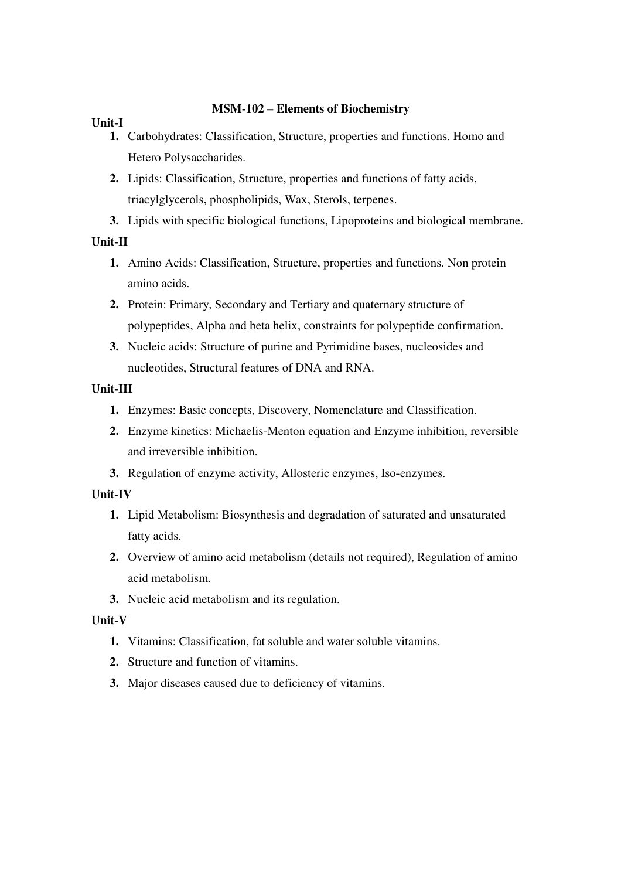## MSM-102 – Elements of Biochemistry

**Unit-I**

1. Carbohydrates: Classification, Structure, properties and functions. Homo and Hetero Polysaccharides.
2. Lipids: Classification, Structure, properties and functions of fatty acids, triacylglycerols, phospholipids, Wax, Sterols, terpenes.
3. Lipids with specific biological functions, Lipoproteins and biological membrane.

**Unit-II**

1. Amino Acids: Classification, Structure, properties and functions. Non protein amino acids.
2. Protein: Primary, Secondary and Tertiary and quaternary structure of polypeptides, Alpha and beta helix, constraints for polypeptide confirmation.
3. Nucleic acids: Structure of purine and Pyrimidine bases, nucleosides and nucleotides, Structural features of DNA and RNA.

**Unit-III**

1. Enzymes: Basic concepts, Discovery, Nomenclature and Classification.
2. Enzyme kinetics: Michaelis-Menton equation and Enzyme inhibition, reversible and irreversible inhibition.
3. Regulation of enzyme activity, Allosteric enzymes, Iso-enzymes.

**Unit-IV**

1. Lipid Metabolism: Biosynthesis and degradation of saturated and unsaturated fatty acids.
2. Overview of amino acid metabolism (details not required), Regulation of amino acid metabolism.
3. Nucleic acid metabolism and its regulation.

**Unit-V**

1. Vitamins: Classification, fat soluble and water soluble vitamins.
2. Structure and function of vitamins.
3. Major diseases caused due to deficiency of vitamins.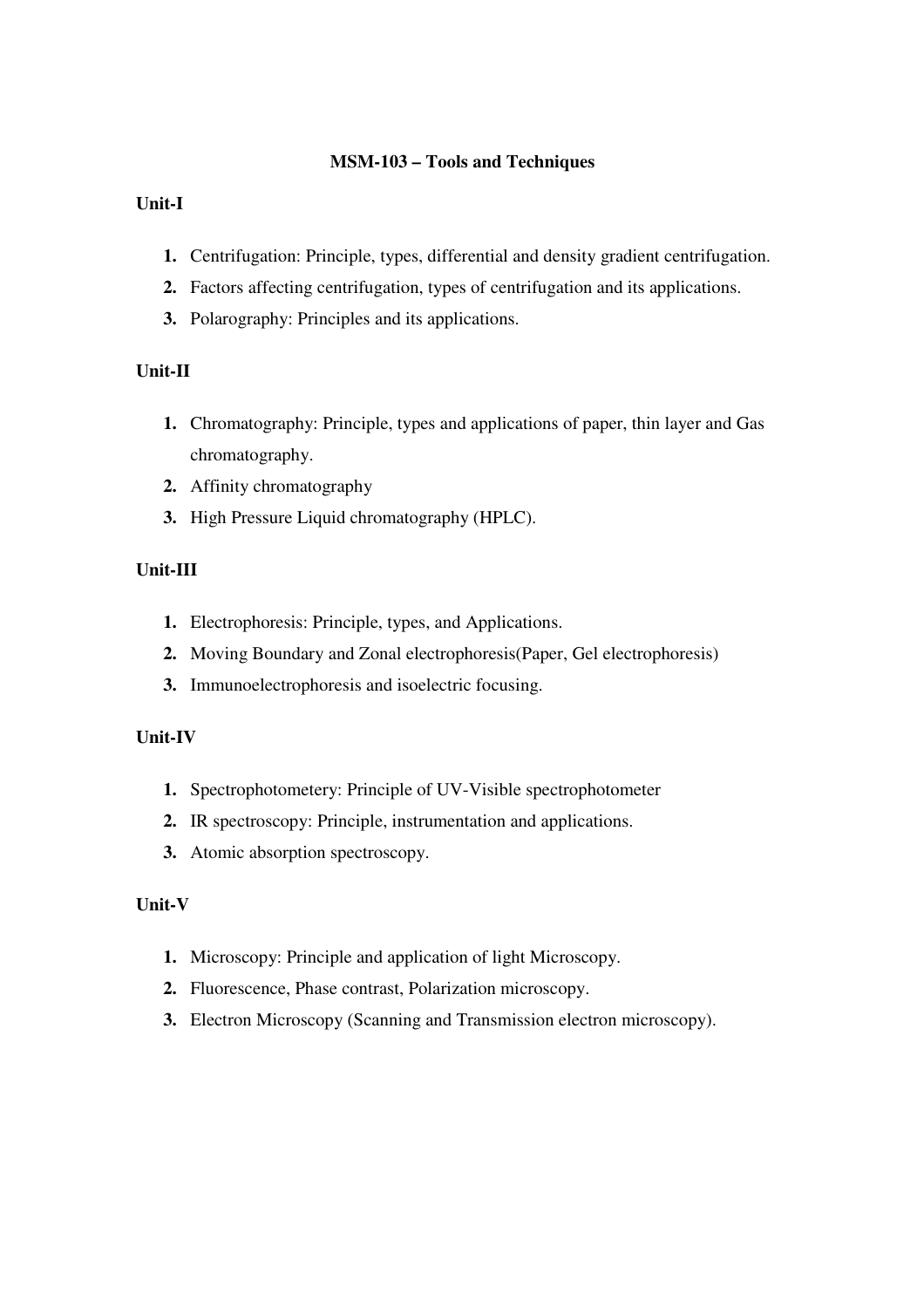## MSM-103 – Tools and Techniques

### Unit-I

1. Centrifugation: Principle, types, differential and density gradient centrifugation.
2. Factors affecting centrifugation, types of centrifugation and its applications.
3. Polarography: Principles and its applications.

### Unit-II

1. Chromatography: Principle, types and applications of paper, thin layer and Gas chromatography.
2. Affinity chromatography
3. High Pressure Liquid chromatography (HPLC).

### Unit-III

1. Electrophoresis: Principle, types, and Applications.
2. Moving Boundary and Zonal electrophoresis(Paper, Gel electrophoresis)
3. Immunoelectrophoresis and isoelectric focusing.

### Unit-IV

1. Spectrophotometery: Principle of UV-Visible spectrophotometer
2. IR spectroscopy: Principle, instrumentation and applications.
3. Atomic absorption spectroscopy.

### Unit-V

1. Microscopy: Principle and application of light Microscopy.
2. Fluorescence, Phase contrast, Polarization microscopy.
3. Electron Microscopy (Scanning and Transmission electron microscopy).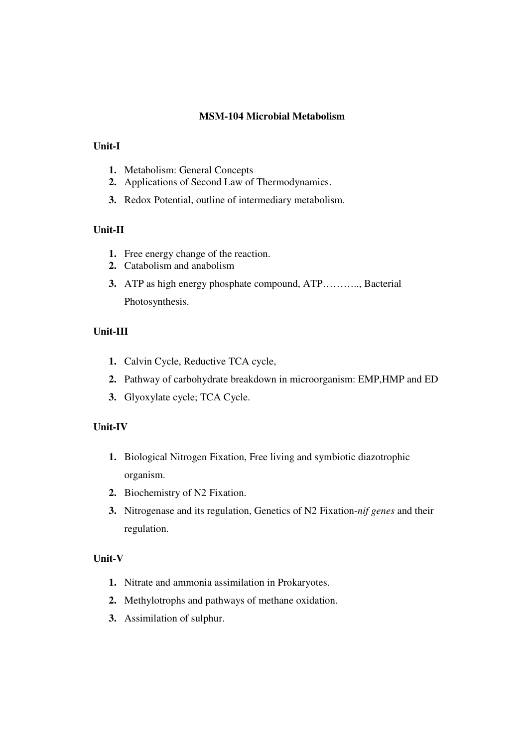## MSM-104 Microbial Metabolism

### Unit-I

1. Metabolism: General Concepts
2. Applications of Second Law of Thermodynamics.
3. Redox Potential, outline of intermediary metabolism.

### Unit-II

1. Free energy change of the reaction.
2. Catabolism and anabolism
3. ATP as high energy phosphate compound, ATP……….., Bacterial Photosynthesis.

### Unit-III

1. Calvin Cycle, Reductive TCA cycle,
2. Pathway of carbohydrate breakdown in microorganism: EMP,HMP and ED
3. Glyoxylate cycle; TCA Cycle.

### Unit-IV

1. Biological Nitrogen Fixation, Free living and symbiotic diazotrophic organism.
2. Biochemistry of N2 Fixation.
3. Nitrogenase and its regulation, Genetics of N2 Fixation-*nif genes* and their regulation.

### Unit-V

1. Nitrate and ammonia assimilation in Prokaryotes.
2. Methylotrophs and pathways of methane oxidation.
3. Assimilation of sulphur.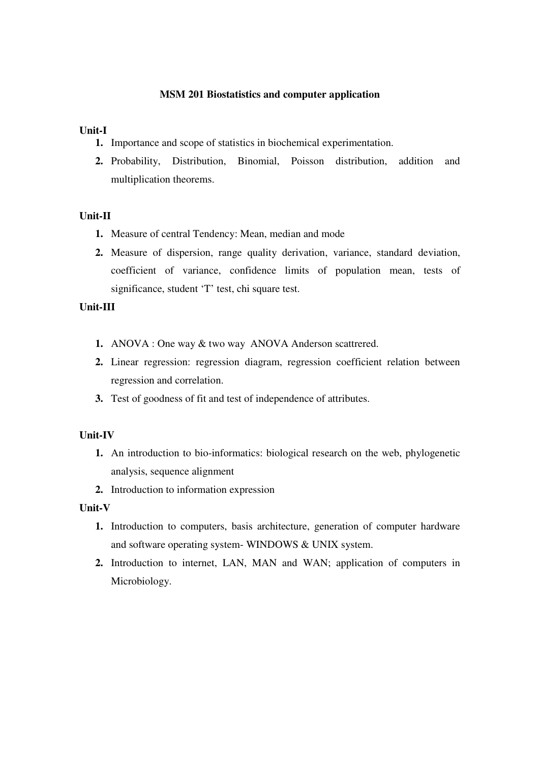**MSM 201 Biostatistics and computer application**

**Unit-I**

1. Importance and scope of statistics in biochemical experimentation.
2. Probability, Distribution, Binomial, Poisson distribution, addition and multiplication theorems.

**Unit-II**

1. Measure of central Tendency: Mean, median and mode
2. Measure of dispersion, range quality derivation, variance, standard deviation, coefficient of variance, confidence limits of population mean, tests of significance, student 'T' test, chi square test.

**Unit-III**

1. ANOVA : One way & two way ANOVA Anderson scattrered.
2. Linear regression: regression diagram, regression coefficient relation between regression and correlation.
3. Test of goodness of fit and test of independence of attributes.

**Unit-IV**

1. An introduction to bio-informatics: biological research on the web, phylogenetic analysis, sequence alignment
2. Introduction to information expression

**Unit-V**

1. Introduction to computers, basis architecture, generation of computer hardware and software operating system- WINDOWS & UNIX system.
2. Introduction to internet, LAN, MAN and WAN; application of computers in Microbiology.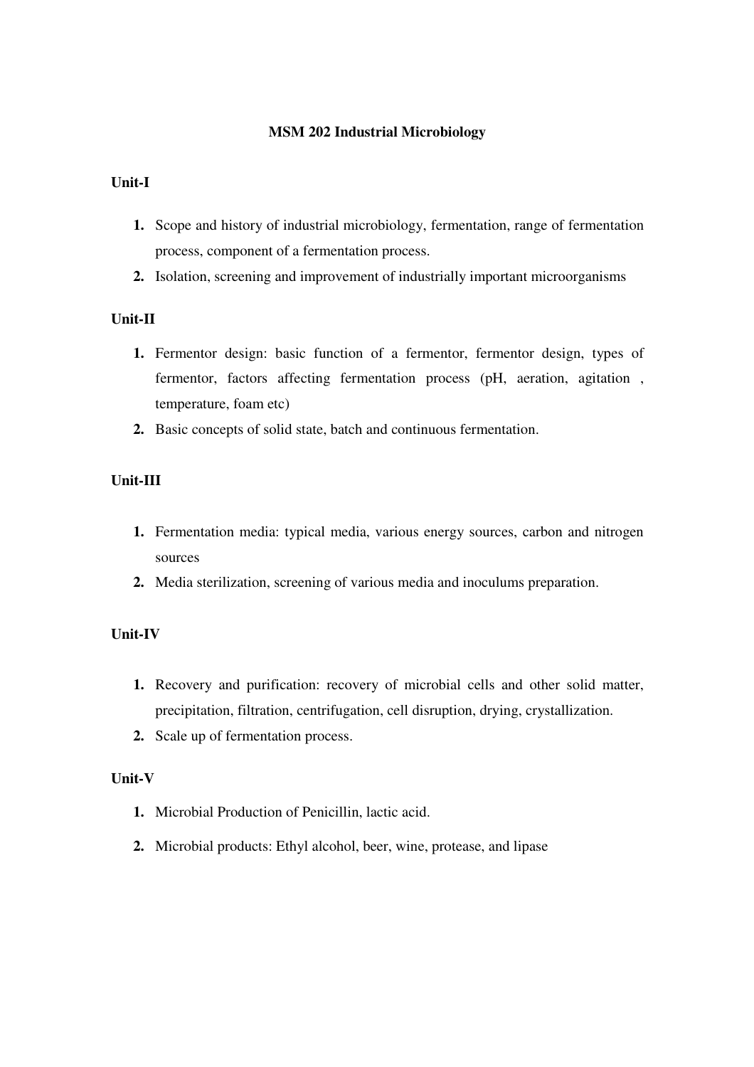# MSM 202 Industrial Microbiology

## Unit-I

1. Scope and history of industrial microbiology, fermentation, range of fermentation process, component of a fermentation process.
2. Isolation, screening and improvement of industrially important microorganisms

## Unit-II

1. Fermentor design: basic function of a fermentor, fermentor design, types of fermentor, factors affecting fermentation process (pH, aeration, agitation , temperature, foam etc)
2. Basic concepts of solid state, batch and continuous fermentation.

## Unit-III

1. Fermentation media: typical media, various energy sources, carbon and nitrogen sources
2. Media sterilization, screening of various media and inoculums preparation.

## Unit-IV

1. Recovery and purification: recovery of microbial cells and other solid matter, precipitation, filtration, centrifugation, cell disruption, drying, crystallization.
2. Scale up of fermentation process.

## Unit-V

1. Microbial Production of Penicillin, lactic acid.
2. Microbial products: Ethyl alcohol, beer, wine, protease, and lipase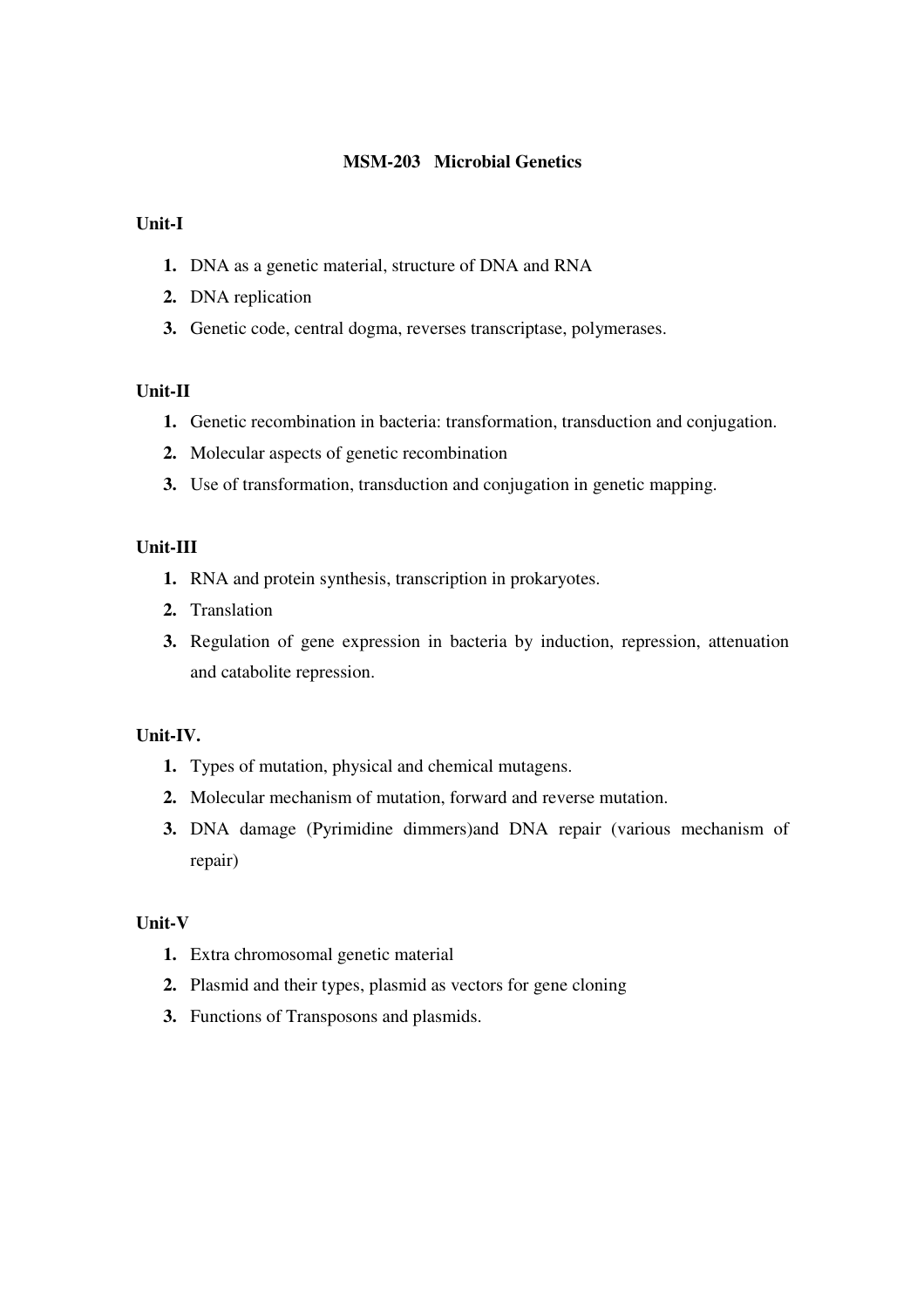## MSM-203 Microbial Genetics

**Unit-I**

1. DNA as a genetic material, structure of DNA and RNA
2. DNA replication
3. Genetic code, central dogma, reverses transcriptase, polymerases.

**Unit-II**

1. Genetic recombination in bacteria: transformation, transduction and conjugation.
2. Molecular aspects of genetic recombination
3. Use of transformation, transduction and conjugation in genetic mapping.

**Unit-III**

1. RNA and protein synthesis, transcription in prokaryotes.
2. Translation
3. Regulation of gene expression in bacteria by induction, repression, attenuation and catabolite repression.

**Unit-IV.**

1. Types of mutation, physical and chemical mutagens.
2. Molecular mechanism of mutation, forward and reverse mutation.
3. DNA damage (Pyrimidine dimmers)and DNA repair (various mechanism of repair)

**Unit-V**

1. Extra chromosomal genetic material
2. Plasmid and their types, plasmid as vectors for gene cloning
3. Functions of Transposons and plasmids.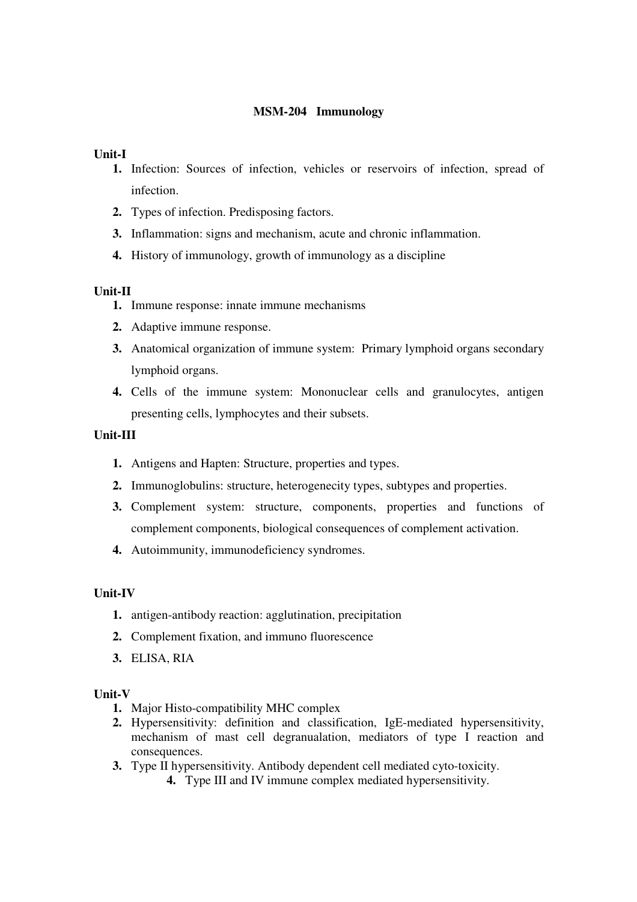# MSM-204 Immunology

**Unit-I**

1. Infection: Sources of infection, vehicles or reservoirs of infection, spread of infection.
2. Types of infection. Predisposing factors.
3. Inflammation: signs and mechanism, acute and chronic inflammation.
4. History of immunology, growth of immunology as a discipline

**Unit-II**

1. Immune response: innate immune mechanisms
2. Adaptive immune response.
3. Anatomical organization of immune system: Primary lymphoid organs secondary lymphoid organs.
4. Cells of the immune system: Mononuclear cells and granulocytes, antigen presenting cells, lymphocytes and their subsets.

**Unit-III**

1. Antigens and Hapten: Structure, properties and types.
2. Immunoglobulins: structure, heterogenecity types, subtypes and properties.
3. Complement system: structure, components, properties and functions of complement components, biological consequences of complement activation.
4. Autoimmunity, immunodeficiency syndromes.

**Unit-IV**

1. antigen-antibody reaction: agglutination, precipitation
2. Complement fixation, and immuno fluorescence
3. ELISA, RIA

**Unit-V**

1. Major Histo-compatibility MHC complex
2. Hypersensitivity: definition and classification, IgE-mediated hypersensitivity, mechanism of mast cell degranualation, mediators of type I reaction and consequences.
3. Type II hypersensitivity. Antibody dependent cell mediated cyto-toxicity.
4. Type III and IV immune complex mediated hypersensitivity.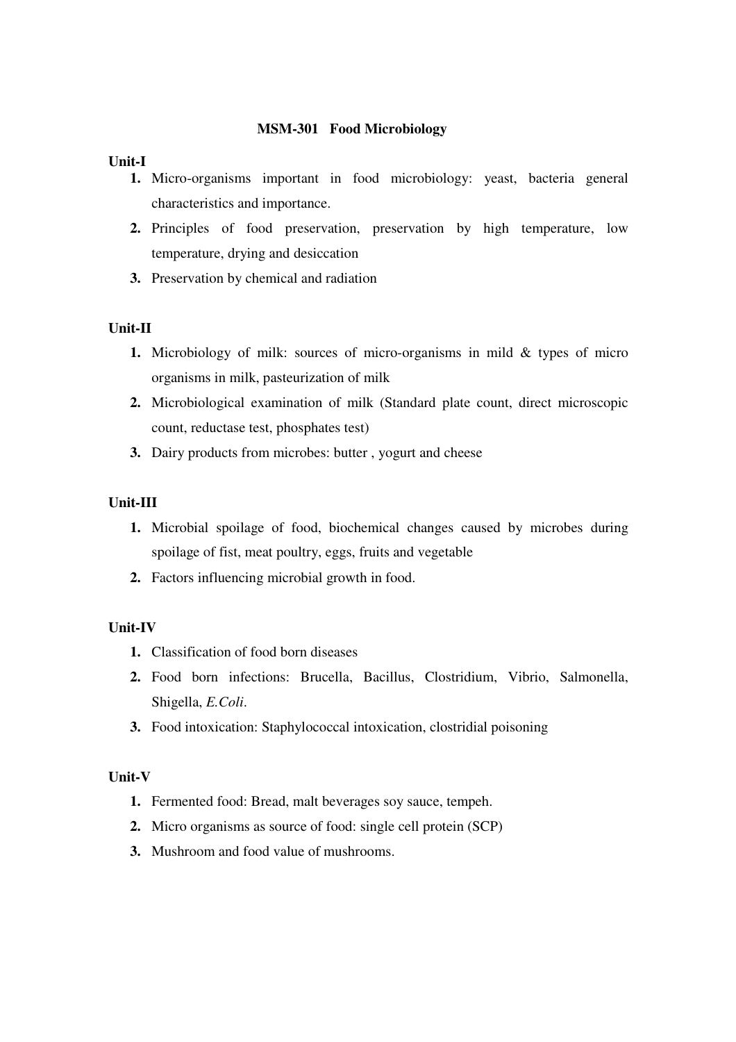## MSM-301 Food Microbiology

**Unit-I**

1. Micro-organisms important in food microbiology: yeast, bacteria general characteristics and importance.
2. Principles of food preservation, preservation by high temperature, low temperature, drying and desiccation
3. Preservation by chemical and radiation

**Unit-II**

1. Microbiology of milk: sources of micro-organisms in mild & types of micro organisms in milk, pasteurization of milk
2. Microbiological examination of milk (Standard plate count, direct microscopic count, reductase test, phosphates test)
3. Dairy products from microbes: butter , yogurt and cheese

**Unit-III**

1. Microbial spoilage of food, biochemical changes caused by microbes during spoilage of fist, meat poultry, eggs, fruits and vegetable
2. Factors influencing microbial growth in food.

**Unit-IV**

1. Classification of food born diseases
2. Food born infections: Brucella, Bacillus, Clostridium, Vibrio, Salmonella, Shigella, *E.Coli*.
3. Food intoxication: Staphylococcal intoxication, clostridial poisoning

**Unit-V**

1. Fermented food: Bread, malt beverages soy sauce, tempeh.
2. Micro organisms as source of food: single cell protein (SCP)
3. Mushroom and food value of mushrooms.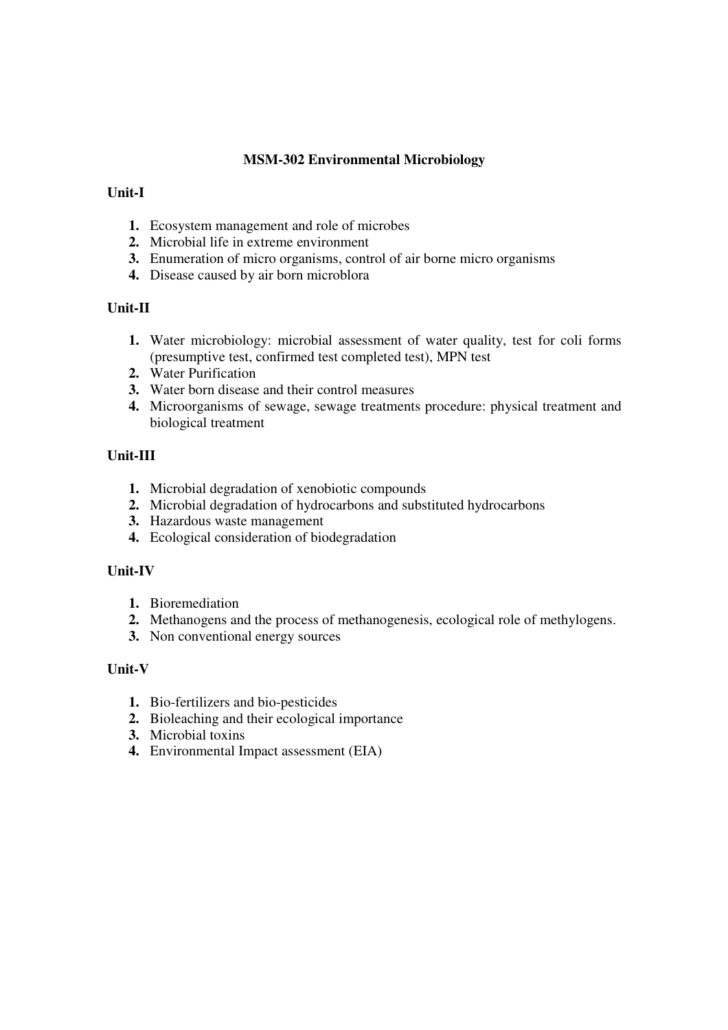## MSM-302 Environmental Microbiology

### Unit-I

1. Ecosystem management and role of microbes
2. Microbial life in extreme environment
3. Enumeration of micro organisms, control of air borne micro organisms
4. Disease caused by air born microblora

### Unit-II

1. Water microbiology: microbial assessment of water quality, test for coli forms (presumptive test, confirmed test completed test), MPN test
2. Water Purification
3. Water born disease and their control measures
4. Microorganisms of sewage, sewage treatments procedure: physical treatment and biological treatment

### Unit-III

1. Microbial degradation of xenobiotic compounds
2. Microbial degradation of hydrocarbons and substituted hydrocarbons
3. Hazardous waste management
4. Ecological consideration of biodegradation

### Unit-IV

1. Bioremediation
2. Methanogens and the process of methanogenesis, ecological role of methylogens.
3. Non conventional energy sources

### Unit-V

1. Bio-fertilizers and bio-pesticides
2. Bioleaching and their ecological importance
3. Microbial toxins
4. Environmental Impact assessment (EIA)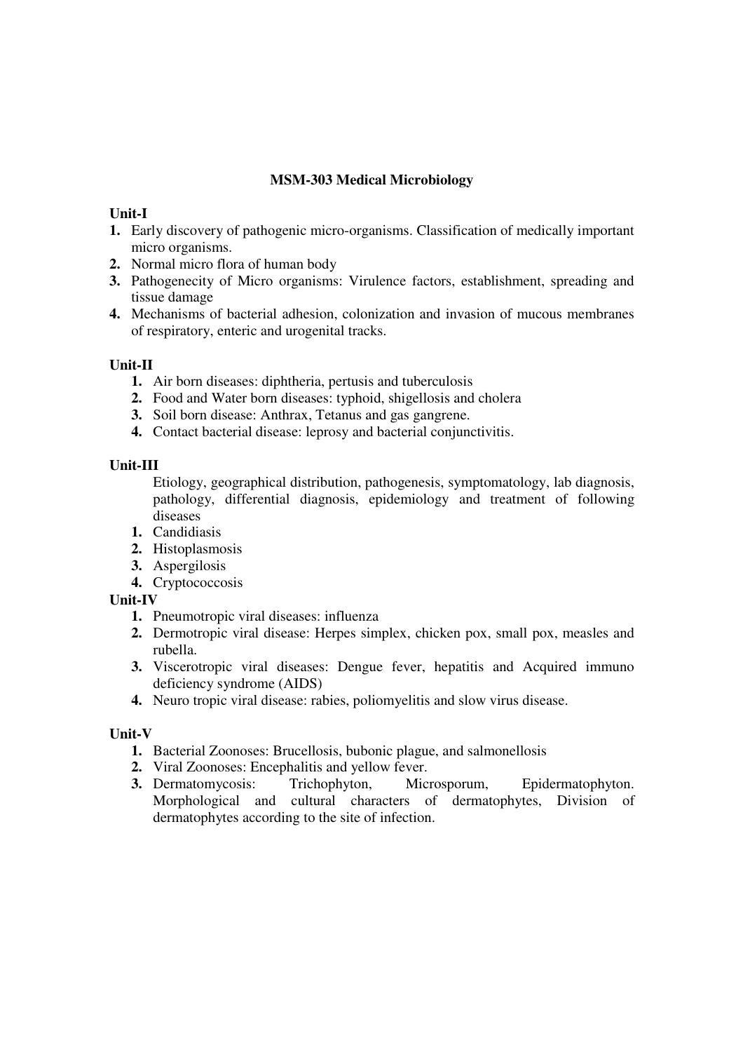## MSM-303 Medical Microbiology

**Unit-I**

1. Early discovery of pathogenic micro-organisms. Classification of medically important micro organisms.
2. Normal micro flora of human body
3. Pathogenecity of Micro organisms: Virulence factors, establishment, spreading and tissue damage
4. Mechanisms of bacterial adhesion, colonization and invasion of mucous membranes of respiratory, enteric and urogenital tracks.

**Unit-II**

1. Air born diseases: diphtheria, pertusis and tuberculosis
2. Food and Water born diseases: typhoid, shigellosis and cholera
3. Soil born disease: Anthrax, Tetanus and gas gangrene.
4. Contact bacterial disease: leprosy and bacterial conjunctivitis.

**Unit-III**

Etiology, geographical distribution, pathogenesis, symptomatology, lab diagnosis, pathology, differential diagnosis, epidemiology and treatment of following diseases

1. Candidiasis
2. Histoplasmosis
3. Aspergilosis
4. Cryptococcosis

**Unit-IV**

1. Pneumotropic viral diseases: influenza
2. Dermotropic viral disease: Herpes simplex, chicken pox, small pox, measles and rubella.
3. Viscerotropic viral diseases: Dengue fever, hepatitis and Acquired immuno deficiency syndrome (AIDS)
4. Neuro tropic viral disease: rabies, poliomyelitis and slow virus disease.

**Unit-V**

1. Bacterial Zoonoses: Brucellosis, bubonic plague, and salmonellosis
2. Viral Zoonoses: Encephalitis and yellow fever.
3. Dermatomycosis: Trichophyton, Microsporum, Epidermatophyton. Morphological and cultural characters of dermatophytes, Division of dermatophytes according to the site of infection.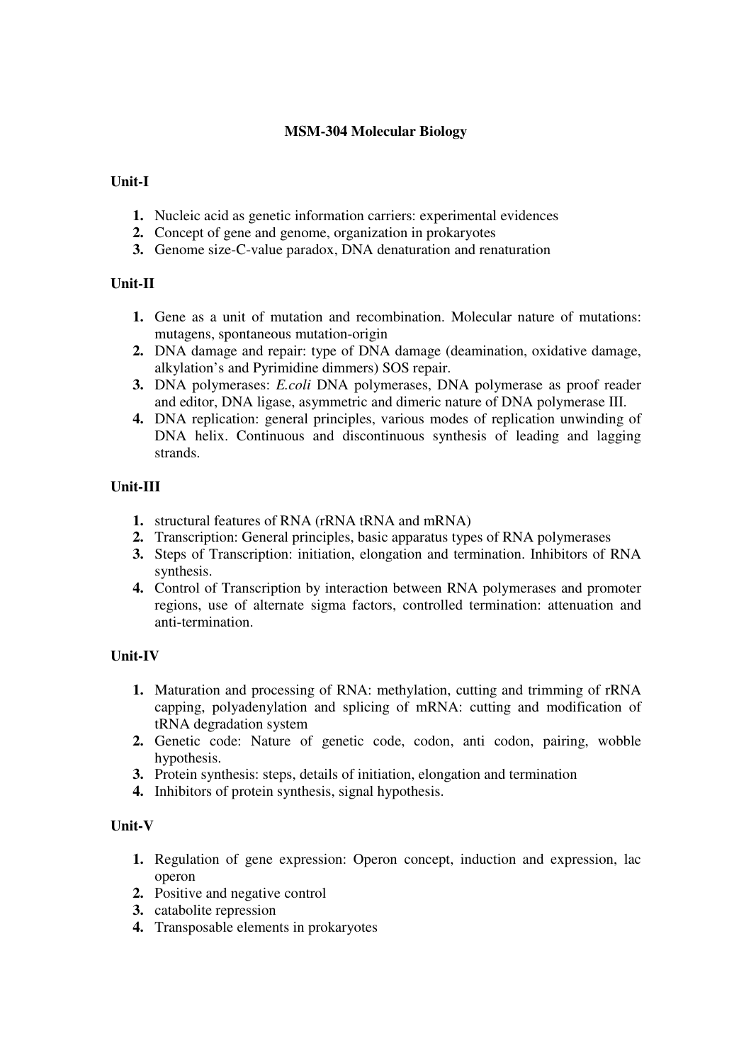# MSM-304 Molecular Biology

## Unit-I

1. Nucleic acid as genetic information carriers: experimental evidences
2. Concept of gene and genome, organization in prokaryotes
3. Genome size-C-value paradox, DNA denaturation and renaturation

## Unit-II

1. Gene as a unit of mutation and recombination. Molecular nature of mutations: mutagens, spontaneous mutation-origin
2. DNA damage and repair: type of DNA damage (deamination, oxidative damage, alkylation's and Pyrimidine dimmers) SOS repair.
3. DNA polymerases: *E.coli* DNA polymerases, DNA polymerase as proof reader and editor, DNA ligase, asymmetric and dimeric nature of DNA polymerase III.
4. DNA replication: general principles, various modes of replication unwinding of DNA helix. Continuous and discontinuous synthesis of leading and lagging strands.

## Unit-III

1. structural features of RNA (rRNA tRNA and mRNA)
2. Transcription: General principles, basic apparatus types of RNA polymerases
3. Steps of Transcription: initiation, elongation and termination. Inhibitors of RNA synthesis.
4. Control of Transcription by interaction between RNA polymerases and promoter regions, use of alternate sigma factors, controlled termination: attenuation and anti-termination.

## Unit-IV

1. Maturation and processing of RNA: methylation, cutting and trimming of rRNA capping, polyadenylation and splicing of mRNA: cutting and modification of tRNA degradation system
2. Genetic code: Nature of genetic code, codon, anti codon, pairing, wobble hypothesis.
3. Protein synthesis: steps, details of initiation, elongation and termination
4. Inhibitors of protein synthesis, signal hypothesis.

## Unit-V

1. Regulation of gene expression: Operon concept, induction and expression, lac operon
2. Positive and negative control
3. catabolite repression
4. Transposable elements in prokaryotes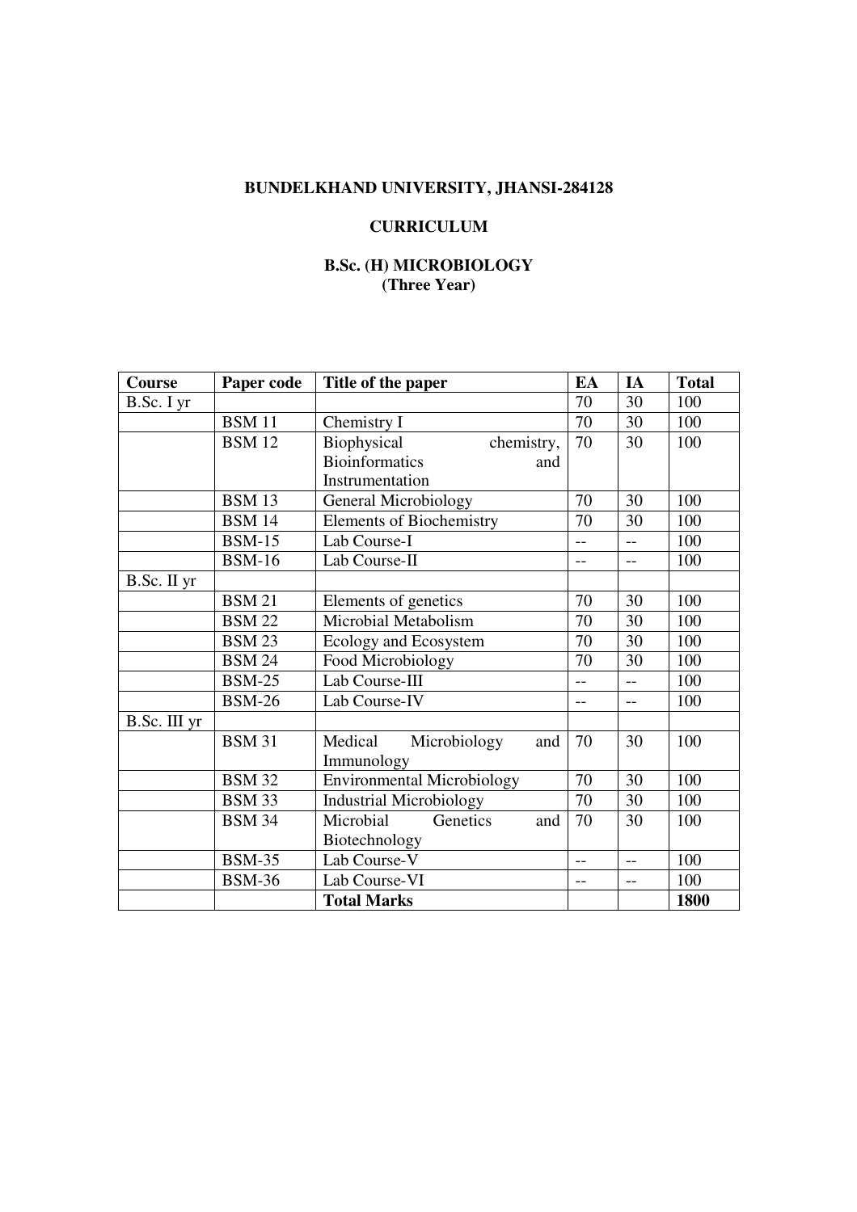**BUNDELKHAND UNIVERSITY, JHANSI-284128**

**CURRICULUM**

**B.Sc. (H) MICROBIOLOGY**
**(Three Year)**

| **Course** | **Paper code** | **Title of the paper** | **EA** | **IA** | **Total** |
|---|---|---|---|---|---|
| B.Sc. I yr | | | 70 | 30 | 100 |
| | BSM 11 | Chemistry I | 70 | 30 | 100 |
| | BSM 12 | Biophysical chemistry, Bioinformatics and Instrumentation | 70 | 30 | 100 |
| | BSM 13 | General Microbiology | 70 | 30 | 100 |
| | BSM 14 | Elements of Biochemistry | 70 | 30 | 100 |
| | BSM-15 | Lab Course-I | -- | -- | 100 |
| | BSM-16 | Lab Course-II | -- | -- | 100 |
| B.Sc. II yr | | | | | |
| | BSM 21 | Elements of genetics | 70 | 30 | 100 |
| | BSM 22 | Microbial Metabolism | 70 | 30 | 100 |
| | BSM 23 | Ecology and Ecosystem | 70 | 30 | 100 |
| | BSM 24 | Food Microbiology | 70 | 30 | 100 |
| | BSM-25 | Lab Course-III | -- | -- | 100 |
| | BSM-26 | Lab Course-IV | -- | -- | 100 |
| B.Sc. III yr | | | | | |
| | BSM 31 | Medical Microbiology and Immunology | 70 | 30 | 100 |
| | BSM 32 | Environmental Microbiology | 70 | 30 | 100 |
| | BSM 33 | Industrial Microbiology | 70 | 30 | 100 |
| | BSM 34 | Microbial Genetics and Biotechnology | 70 | 30 | 100 |
| | BSM-35 | Lab Course-V | -- | -- | 100 |
| | BSM-36 | Lab Course-VI | -- | -- | 100 |
| | | **Total Marks** | | | **1800** |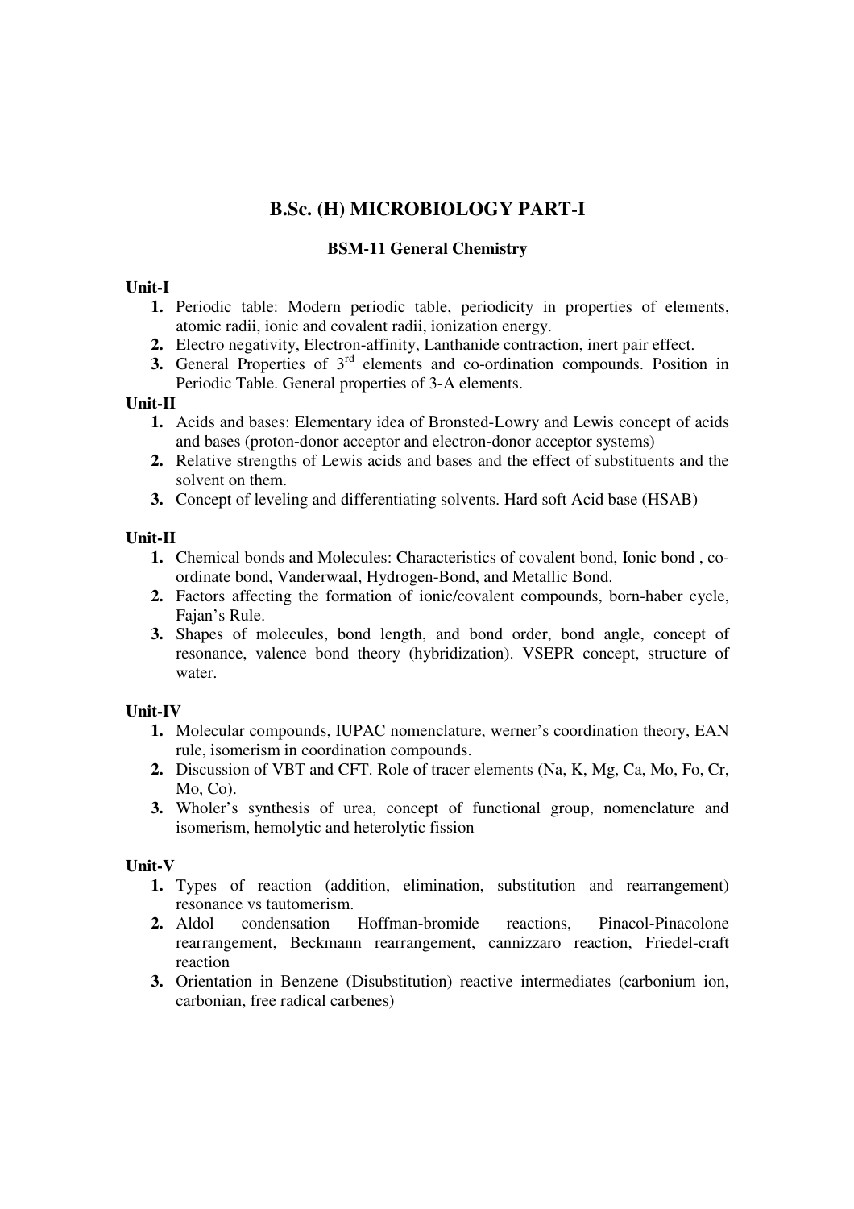# B.Sc. (H) MICROBIOLOGY PART-I

## BSM-11 General Chemistry

**Unit-I**

1. Periodic table: Modern periodic table, periodicity in properties of elements, atomic radii, ionic and covalent radii, ionization energy.
2. Electro negativity, Electron-affinity, Lanthanide contraction, inert pair effect.
3. General Properties of 3$^{rd}$ elements and co-ordination compounds. Position in Periodic Table. General properties of 3-A elements.

**Unit-II**

1. Acids and bases: Elementary idea of Bronsted-Lowry and Lewis concept of acids and bases (proton-donor acceptor and electron-donor acceptor systems)
2. Relative strengths of Lewis acids and bases and the effect of substituents and the solvent on them.
3. Concept of leveling and differentiating solvents. Hard soft Acid base (HSAB)

**Unit-II**

1. Chemical bonds and Molecules: Characteristics of covalent bond, Ionic bond , co-ordinate bond, Vanderwaal, Hydrogen-Bond, and Metallic Bond.
2. Factors affecting the formation of ionic/covalent compounds, born-haber cycle, Fajan's Rule.
3. Shapes of molecules, bond length, and bond order, bond angle, concept of resonance, valence bond theory (hybridization). VSEPR concept, structure of water.

**Unit-IV**

1. Molecular compounds, IUPAC nomenclature, werner's coordination theory, EAN rule, isomerism in coordination compounds.
2. Discussion of VBT and CFT. Role of tracer elements (Na, K, Mg, Ca, Mo, Fo, Cr, Mo, Co).
3. Wholer's synthesis of urea, concept of functional group, nomenclature and isomerism, hemolytic and heterolytic fission

**Unit-V**

1. Types of reaction (addition, elimination, substitution and rearrangement) resonance vs tautomerism.
2. Aldol condensation Hoffman-bromide reactions, Pinacol-Pinacolone rearrangement, Beckmann rearrangement, cannizzaro reaction, Friedel-craft reaction
3. Orientation in Benzene (Disubstitution) reactive intermediates (carbonium ion, carbonian, free radical carbenes)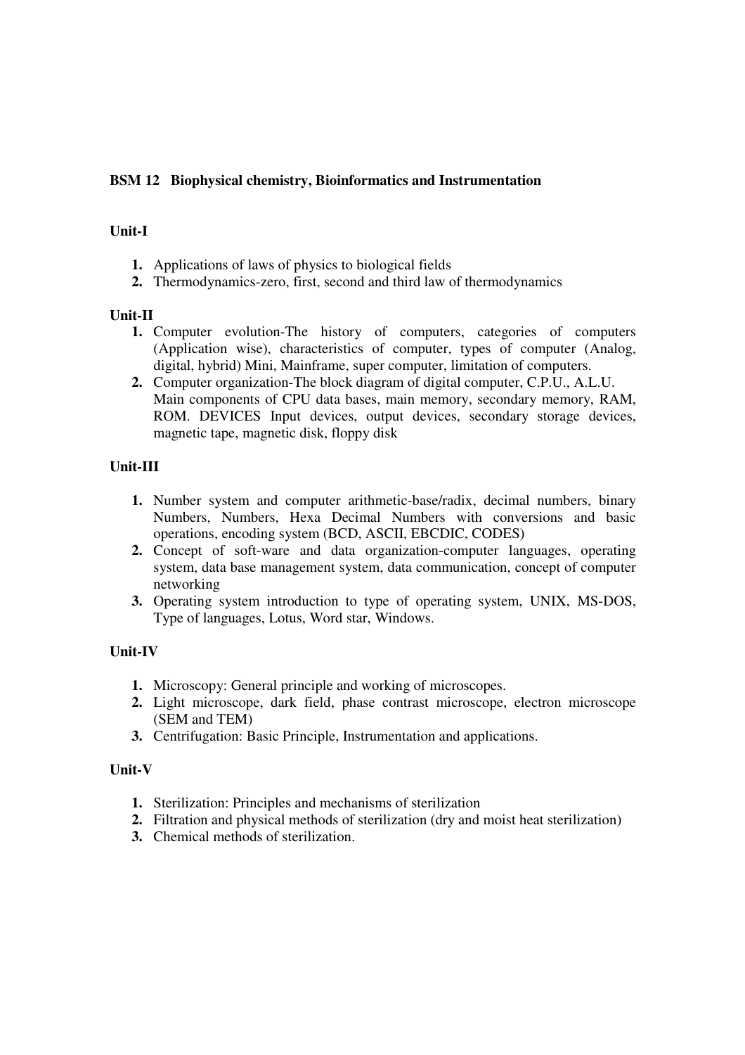**BSM 12 Biophysical chemistry, Bioinformatics and Instrumentation**

**Unit-I**

1. Applications of laws of physics to biological fields
2. Thermodynamics-zero, first, second and third law of thermodynamics

**Unit-II**

1. Computer evolution-The history of computers, categories of computers (Application wise), characteristics of computer, types of computer (Analog, digital, hybrid) Mini, Mainframe, super computer, limitation of computers.
2. Computer organization-The block diagram of digital computer, C.P.U., A.L.U. Main components of CPU data bases, main memory, secondary memory, RAM, ROM. DEVICES Input devices, output devices, secondary storage devices, magnetic tape, magnetic disk, floppy disk

**Unit-III**

1. Number system and computer arithmetic-base/radix, decimal numbers, binary Numbers, Numbers, Hexa Decimal Numbers with conversions and basic operations, encoding system (BCD, ASCII, EBCDIC, CODES)
2. Concept of soft-ware and data organization-computer languages, operating system, data base management system, data communication, concept of computer networking
3. Operating system introduction to type of operating system, UNIX, MS-DOS, Type of languages, Lotus, Word star, Windows.

**Unit-IV**

1. Microscopy: General principle and working of microscopes.
2. Light microscope, dark field, phase contrast microscope, electron microscope (SEM and TEM)
3. Centrifugation: Basic Principle, Instrumentation and applications.

**Unit-V**

1. Sterilization: Principles and mechanisms of sterilization
2. Filtration and physical methods of sterilization (dry and moist heat sterilization)
3. Chemical methods of sterilization.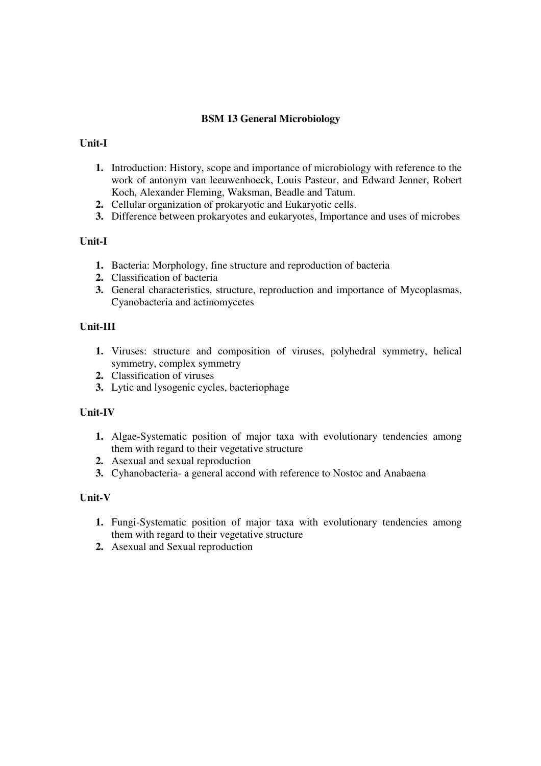**BSM 13 General Microbiology**

**Unit-I**

1. Introduction: History, scope and importance of microbiology with reference to the work of antonym van leeuwenhoeck, Louis Pasteur, and Edward Jenner, Robert Koch, Alexander Fleming, Waksman, Beadle and Tatum.
2. Cellular organization of prokaryotic and Eukaryotic cells.
3. Difference between prokaryotes and eukaryotes, Importance and uses of microbes

**Unit-I**

1. Bacteria: Morphology, fine structure and reproduction of bacteria
2. Classification of bacteria
3. General characteristics, structure, reproduction and importance of Mycoplasmas, Cyanobacteria and actinomycetes

**Unit-III**

1. Viruses: structure and composition of viruses, polyhedral symmetry, helical symmetry, complex symmetry
2. Classification of viruses
3. Lytic and lysogenic cycles, bacteriophage

**Unit-IV**

1. Algae-Systematic position of major taxa with evolutionary tendencies among them with regard to their vegetative structure
2. Asexual and sexual reproduction
3. Cyhanobacteria- a general accond with reference to Nostoc and Anabaena

**Unit-V**

1. Fungi-Systematic position of major taxa with evolutionary tendencies among them with regard to their vegetative structure
2. Asexual and Sexual reproduction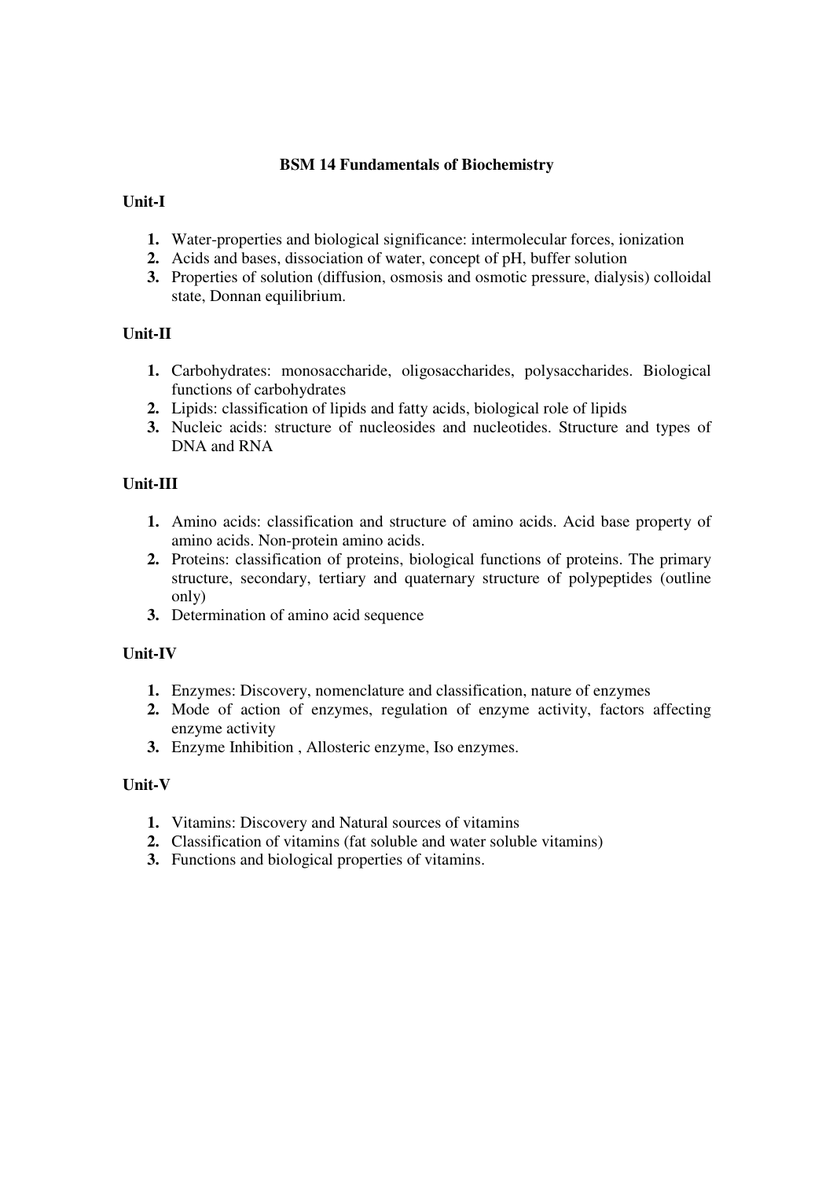# BSM 14 Fundamentals of Biochemistry

## Unit-I

1. Water-properties and biological significance: intermolecular forces, ionization
2. Acids and bases, dissociation of water, concept of pH, buffer solution
3. Properties of solution (diffusion, osmosis and osmotic pressure, dialysis) colloidal state, Donnan equilibrium.

## Unit-II

1. Carbohydrates: monosaccharide, oligosaccharides, polysaccharides. Biological functions of carbohydrates
2. Lipids: classification of lipids and fatty acids, biological role of lipids
3. Nucleic acids: structure of nucleosides and nucleotides. Structure and types of DNA and RNA

## Unit-III

1. Amino acids: classification and structure of amino acids. Acid base property of amino acids. Non-protein amino acids.
2. Proteins: classification of proteins, biological functions of proteins. The primary structure, secondary, tertiary and quaternary structure of polypeptides (outline only)
3. Determination of amino acid sequence

## Unit-IV

1. Enzymes: Discovery, nomenclature and classification, nature of enzymes
2. Mode of action of enzymes, regulation of enzyme activity, factors affecting enzyme activity
3. Enzyme Inhibition , Allosteric enzyme, Iso enzymes.

## Unit-V

1. Vitamins: Discovery and Natural sources of vitamins
2. Classification of vitamins (fat soluble and water soluble vitamins)
3. Functions and biological properties of vitamins.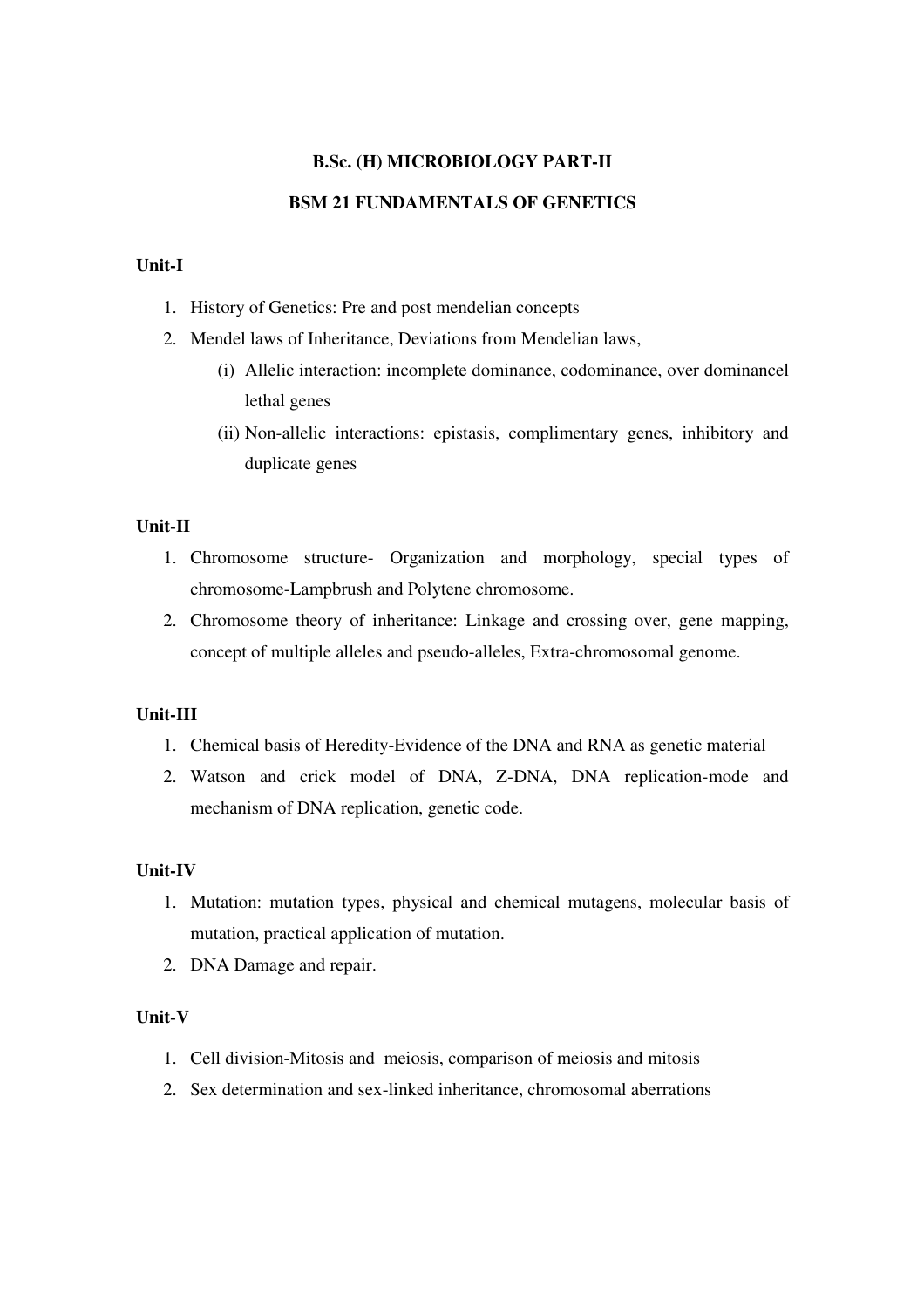**B.Sc. (H) MICROBIOLOGY PART-II**

**BSM 21 FUNDAMENTALS OF GENETICS**

**Unit-I**

1. History of Genetics: Pre and post mendelian concepts
2. Mendel laws of Inheritance, Deviations from Mendelian laws,
   (i) Allelic interaction: incomplete dominance, codominance, over dominancel lethal genes
   (ii) Non-allelic interactions: epistasis, complimentary genes, inhibitory and duplicate genes

**Unit-II**

1. Chromosome structure- Organization and morphology, special types of chromosome-Lampbrush and Polytene chromosome.
2. Chromosome theory of inheritance: Linkage and crossing over, gene mapping, concept of multiple alleles and pseudo-alleles, Extra-chromosomal genome.

**Unit-III**

1. Chemical basis of Heredity-Evidence of the DNA and RNA as genetic material
2. Watson and crick model of DNA, Z-DNA, DNA replication-mode and mechanism of DNA replication, genetic code.

**Unit-IV**

1. Mutation: mutation types, physical and chemical mutagens, molecular basis of mutation, practical application of mutation.
2. DNA Damage and repair.

**Unit-V**

1. Cell division-Mitosis and meiosis, comparison of meiosis and mitosis
2. Sex determination and sex-linked inheritance, chromosomal aberrations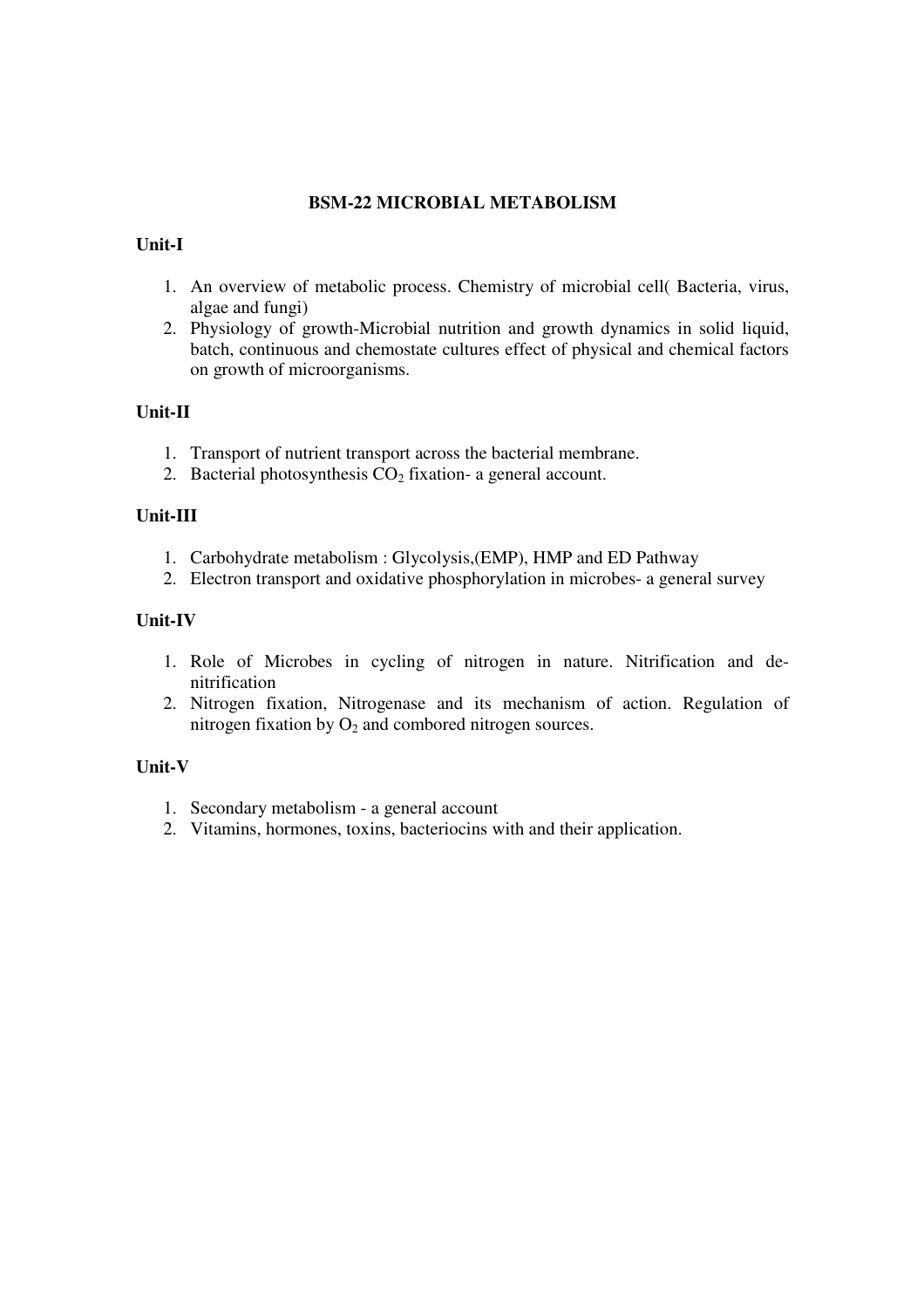# BSM-22 MICROBIAL METABOLISM

## Unit-I

1. An overview of metabolic process. Chemistry of microbial cell( Bacteria, virus, algae and fungi)
2. Physiology of growth-Microbial nutrition and growth dynamics in solid liquid, batch, continuous and chemostate cultures effect of physical and chemical factors on growth of microorganisms.

## Unit-II

1. Transport of nutrient transport across the bacterial membrane.
2. Bacterial photosynthesis $CO_2$ fixation- a general account.

## Unit-III

1. Carbohydrate metabolism : Glycolysis,(EMP), HMP and ED Pathway
2. Electron transport and oxidative phosphorylation in microbes- a general survey

## Unit-IV

1. Role of Microbes in cycling of nitrogen in nature. Nitrification and de-nitrification
2. Nitrogen fixation, Nitrogenase and its mechanism of action. Regulation of nitrogen fixation by $O_2$ and combored nitrogen sources.

## Unit-V

1. Secondary metabolism - a general account
2. Vitamins, hormones, toxins, bacteriocins with and their application.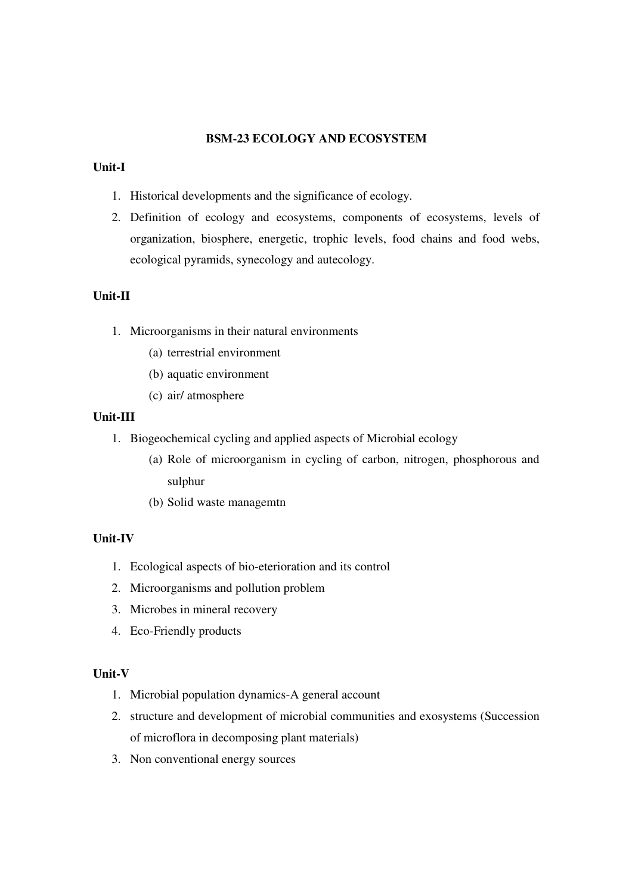# BSM-23 ECOLOGY AND ECOSYSTEM

**Unit-I**

1. Historical developments and the significance of ecology.
2. Definition of ecology and ecosystems, components of ecosystems, levels of organization, biosphere, energetic, trophic levels, food chains and food webs, ecological pyramids, synecology and autecology.

**Unit-II**

1. Microorganisms in their natural environments
   (a) terrestrial environment
   (b) aquatic environment
   (c) air/ atmosphere

**Unit-III**

1. Biogeochemical cycling and applied aspects of Microbial ecology
   (a) Role of microorganism in cycling of carbon, nitrogen, phosphorous and sulphur
   (b) Solid waste managemtn

**Unit-IV**

1. Ecological aspects of bio-eterioration and its control
2. Microorganisms and pollution problem
3. Microbes in mineral recovery
4. Eco-Friendly products

**Unit-V**

1. Microbial population dynamics-A general account
2. structure and development of microbial communities and exosystems (Succession of microflora in decomposing plant materials)
3. Non conventional energy sources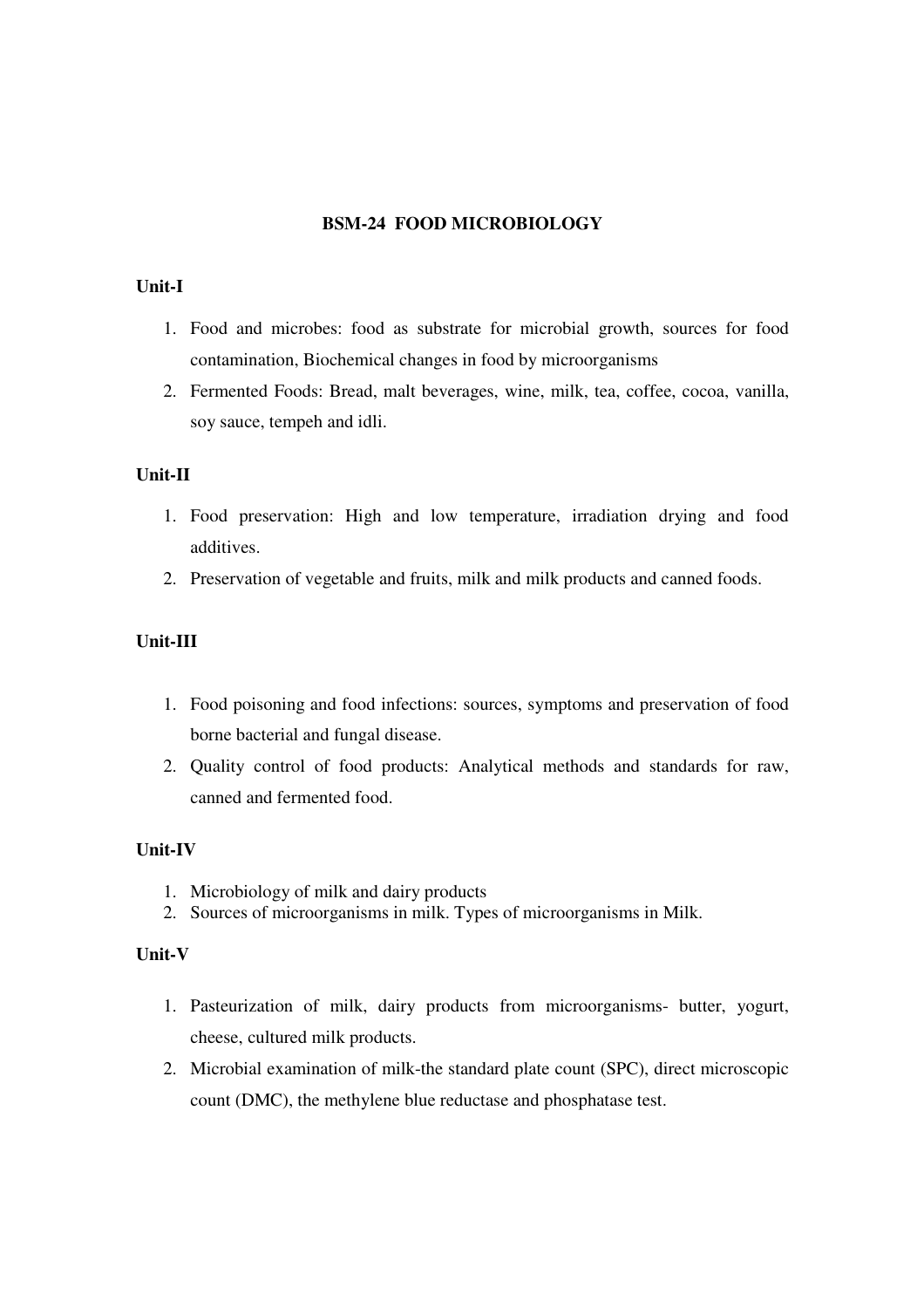# BSM-24 FOOD MICROBIOLOGY

## Unit-I

1. Food and microbes: food as substrate for microbial growth, sources for food contamination, Biochemical changes in food by microorganisms
2. Fermented Foods: Bread, malt beverages, wine, milk, tea, coffee, cocoa, vanilla, soy sauce, tempeh and idli.

## Unit-II

1. Food preservation: High and low temperature, irradiation drying and food additives.
2. Preservation of vegetable and fruits, milk and milk products and canned foods.

## Unit-III

1. Food poisoning and food infections: sources, symptoms and preservation of food borne bacterial and fungal disease.
2. Quality control of food products: Analytical methods and standards for raw, canned and fermented food.

## Unit-IV

1. Microbiology of milk and dairy products
2. Sources of microorganisms in milk. Types of microorganisms in Milk.

## Unit-V

1. Pasteurization of milk, dairy products from microorganisms- butter, yogurt, cheese, cultured milk products.
2. Microbial examination of milk-the standard plate count (SPC), direct microscopic count (DMC), the methylene blue reductase and phosphatase test.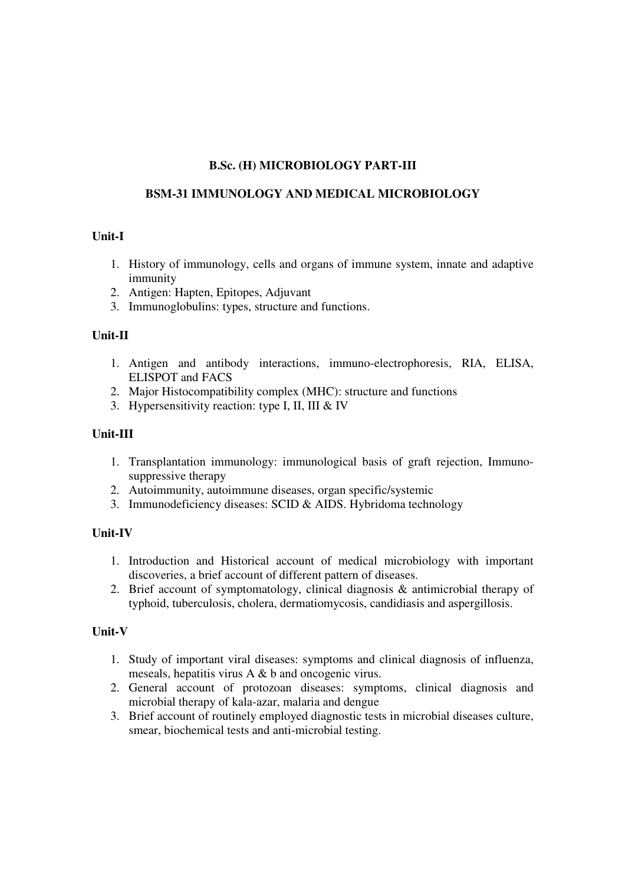**B.Sc. (H) MICROBIOLOGY PART-III**

**BSM-31 IMMUNOLOGY AND MEDICAL MICROBIOLOGY**

**Unit-I**

1. History of immunology, cells and organs of immune system, innate and adaptive immunity
2. Antigen: Hapten, Epitopes, Adjuvant
3. Immunoglobulins: types, structure and functions.

**Unit-II**

1. Antigen and antibody interactions, immuno-electrophoresis, RIA, ELISA, ELISPOT and FACS
2. Major Histocompatibility complex (MHC): structure and functions
3. Hypersensitivity reaction: type I, II, III & IV

**Unit-III**

1. Transplantation immunology: immunological basis of graft rejection, Immuno-suppressive therapy
2. Autoimmunity, autoimmune diseases, organ specific/systemic
3. Immunodeficiency diseases: SCID & AIDS. Hybridoma technology

**Unit-IV**

1. Introduction and Historical account of medical microbiology with important discoveries, a brief account of different pattern of diseases.
2. Brief account of symptomatology, clinical diagnosis & antimicrobial therapy of typhoid, tuberculosis, cholera, dermatiomycosis, candidiasis and aspergillosis.

**Unit-V**

1. Study of important viral diseases: symptoms and clinical diagnosis of influenza, meseals, hepatitis virus A & b and oncogenic virus.
2. General account of protozoan diseases: symptoms, clinical diagnosis and microbial therapy of kala-azar, malaria and dengue
3. Brief account of routinely employed diagnostic tests in microbial diseases culture, smear, biochemical tests and anti-microbial testing.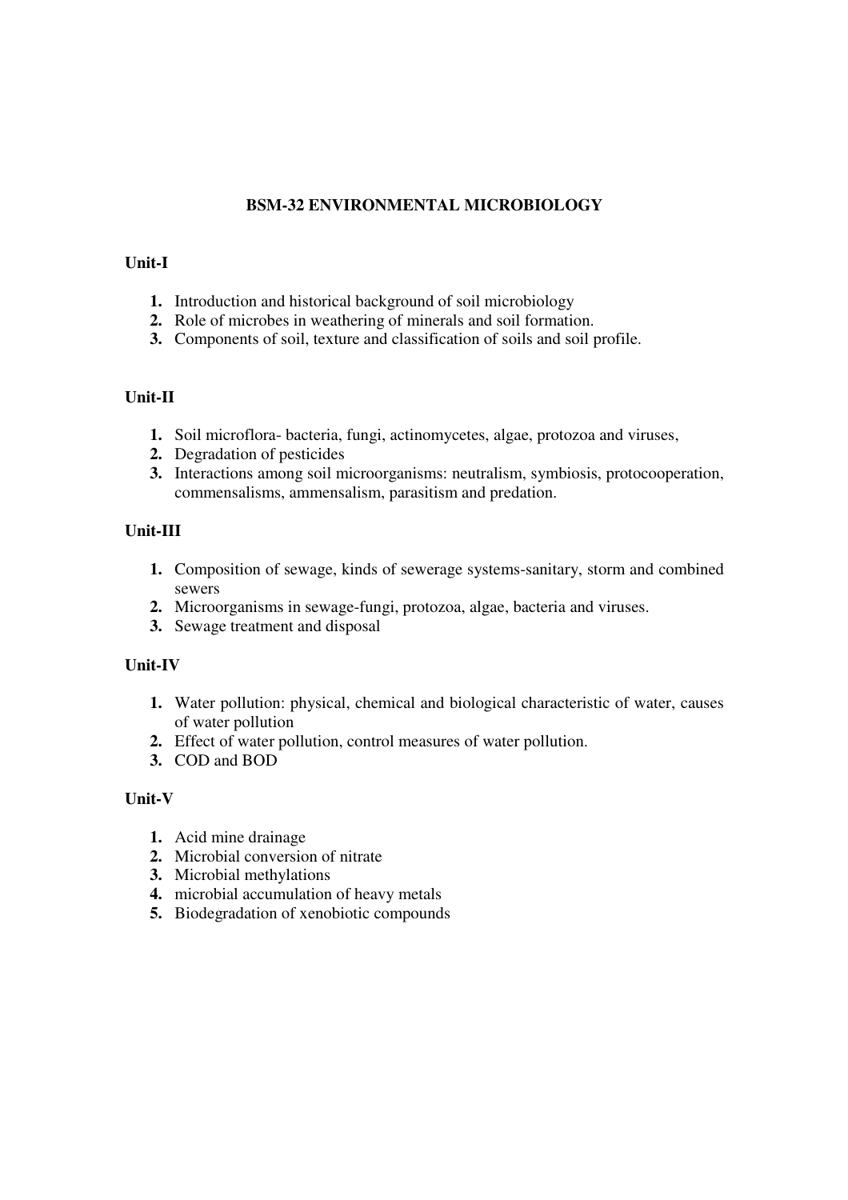# BSM-32 ENVIRONMENTAL MICROBIOLOGY

## Unit-I

1. Introduction and historical background of soil microbiology
2. Role of microbes in weathering of minerals and soil formation.
3. Components of soil, texture and classification of soils and soil profile.

## Unit-II

1. Soil microflora- bacteria, fungi, actinomycetes, algae, protozoa and viruses,
2. Degradation of pesticides
3. Interactions among soil microorganisms: neutralism, symbiosis, protocooperation, commensalisms, ammensalism, parasitism and predation.

## Unit-III

1. Composition of sewage, kinds of sewerage systems-sanitary, storm and combined sewers
2. Microorganisms in sewage-fungi, protozoa, algae, bacteria and viruses.
3. Sewage treatment and disposal

## Unit-IV

1. Water pollution: physical, chemical and biological characteristic of water, causes of water pollution
2. Effect of water pollution, control measures of water pollution.
3. COD and BOD

## Unit-V

1. Acid mine drainage
2. Microbial conversion of nitrate
3. Microbial methylations
4. microbial accumulation of heavy metals
5. Biodegradation of xenobiotic compounds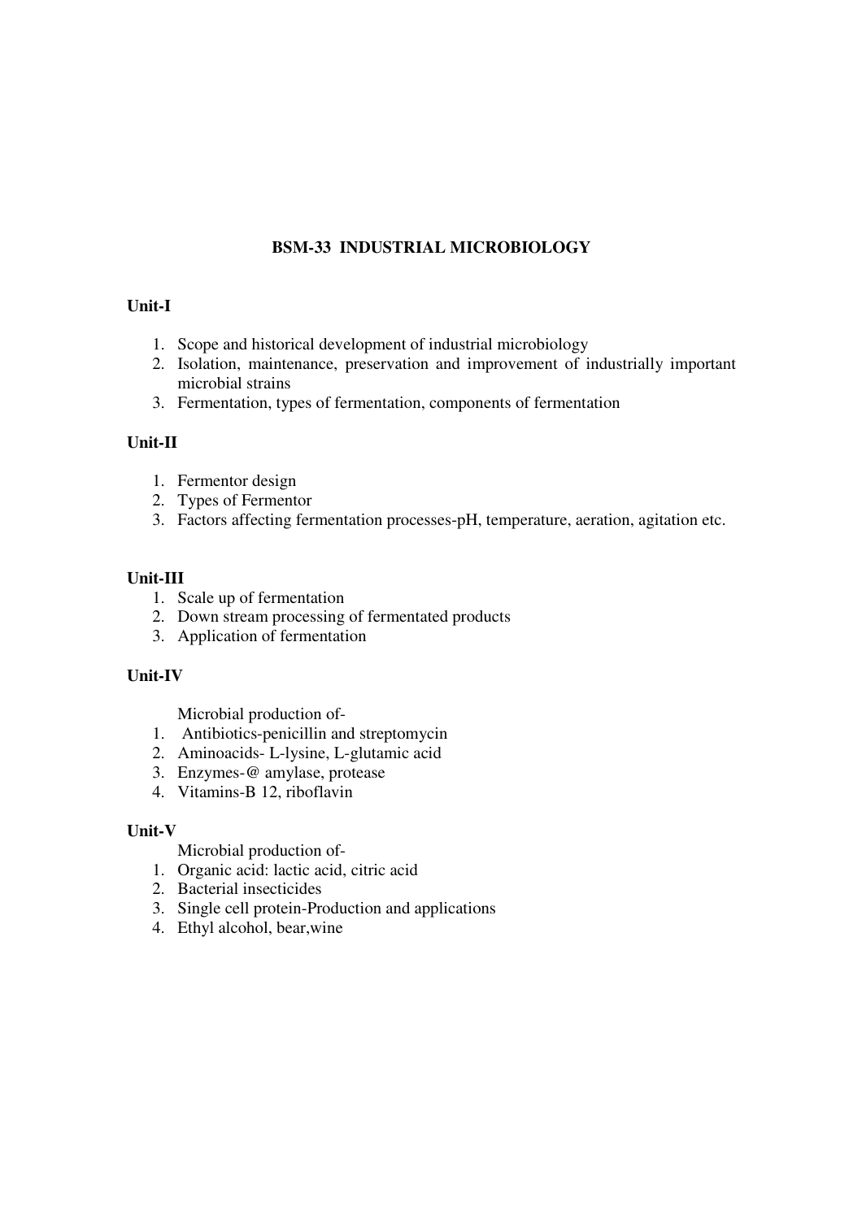# BSM-33 INDUSTRIAL MICROBIOLOGY

## Unit-I

1. Scope and historical development of industrial microbiology
2. Isolation, maintenance, preservation and improvement of industrially important microbial strains
3. Fermentation, types of fermentation, components of fermentation

## Unit-II

1. Fermentor design
2. Types of Fermentor
3. Factors affecting fermentation processes-pH, temperature, aeration, agitation etc.

## Unit-III

1. Scale up of fermentation
2. Down stream processing of fermentated products
3. Application of fermentation

## Unit-IV

Microbial production of-

1. Antibiotics-penicillin and streptomycin
2. Aminoacids- L-lysine, L-glutamic acid
3. Enzymes-@ amylase, protease
4. Vitamins-B 12, riboflavin

## Unit-V

Microbial production of-

1. Organic acid: lactic acid, citric acid
2. Bacterial insecticides
3. Single cell protein-Production and applications
4. Ethyl alcohol, bear,wine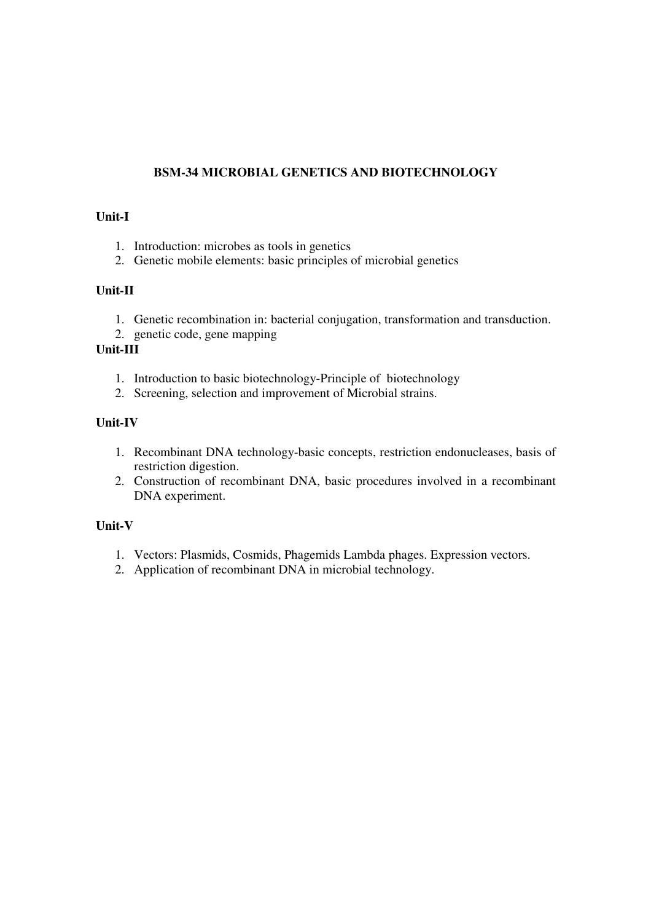## BSM-34 MICROBIAL GENETICS AND BIOTECHNOLOGY

### Unit-I

1. Introduction: microbes as tools in genetics
2. Genetic mobile elements: basic principles of microbial genetics

### Unit-II

1. Genetic recombination in: bacterial conjugation, transformation and transduction.
2. genetic code, gene mapping

### Unit-III

1. Introduction to basic biotechnology-Principle of biotechnology
2. Screening, selection and improvement of Microbial strains.

### Unit-IV

1. Recombinant DNA technology-basic concepts, restriction endonucleases, basis of restriction digestion.
2. Construction of recombinant DNA, basic procedures involved in a recombinant DNA experiment.

### Unit-V

1. Vectors: Plasmids, Cosmids, Phagemids Lambda phages. Expression vectors.
2. Application of recombinant DNA in microbial technology.